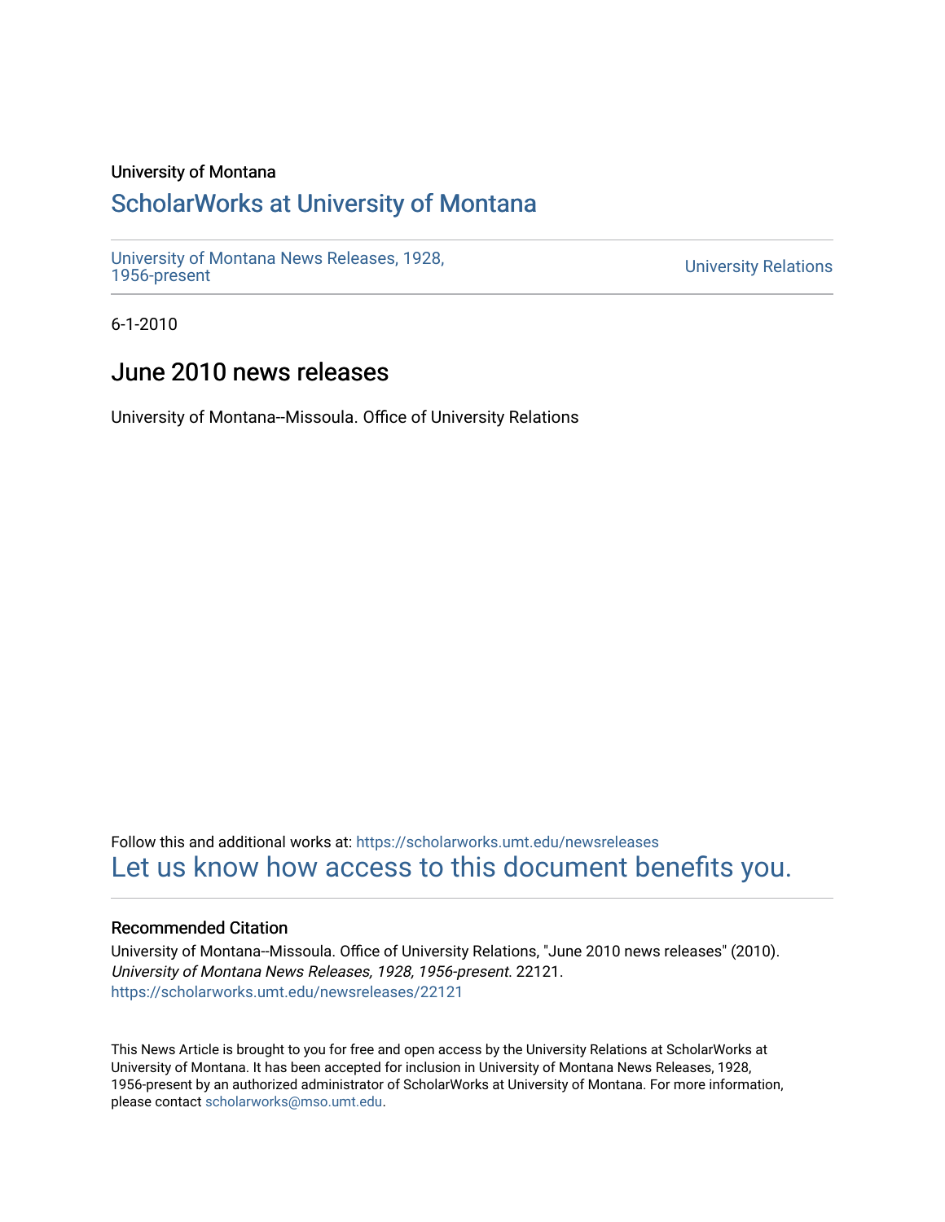University of Montana

# ScholarWorks at University of Montana

University of Montana News Releases, 1928, 1956-present

University Relations

6-1-2010

## June 2010 news releases

University of Montana--Missoula. Office of University Relations

Follow this and additional works at: https://scholarworks.umt.edu/newsreleases

Let us know how access to this document benefits you.

### Recommended Citation

University of Montana--Missoula. Office of University Relations, "June 2010 news releases" (2010). *University of Montana News Releases, 1928, 1956-present*. 22121.
https://scholarworks.umt.edu/newsreleases/22121

This News Article is brought to you for free and open access by the University Relations at ScholarWorks at University of Montana. It has been accepted for inclusion in University of Montana News Releases, 1928, 1956-present by an authorized administrator of ScholarWorks at University of Montana. For more information, please contact scholarworks@mso.umt.edu.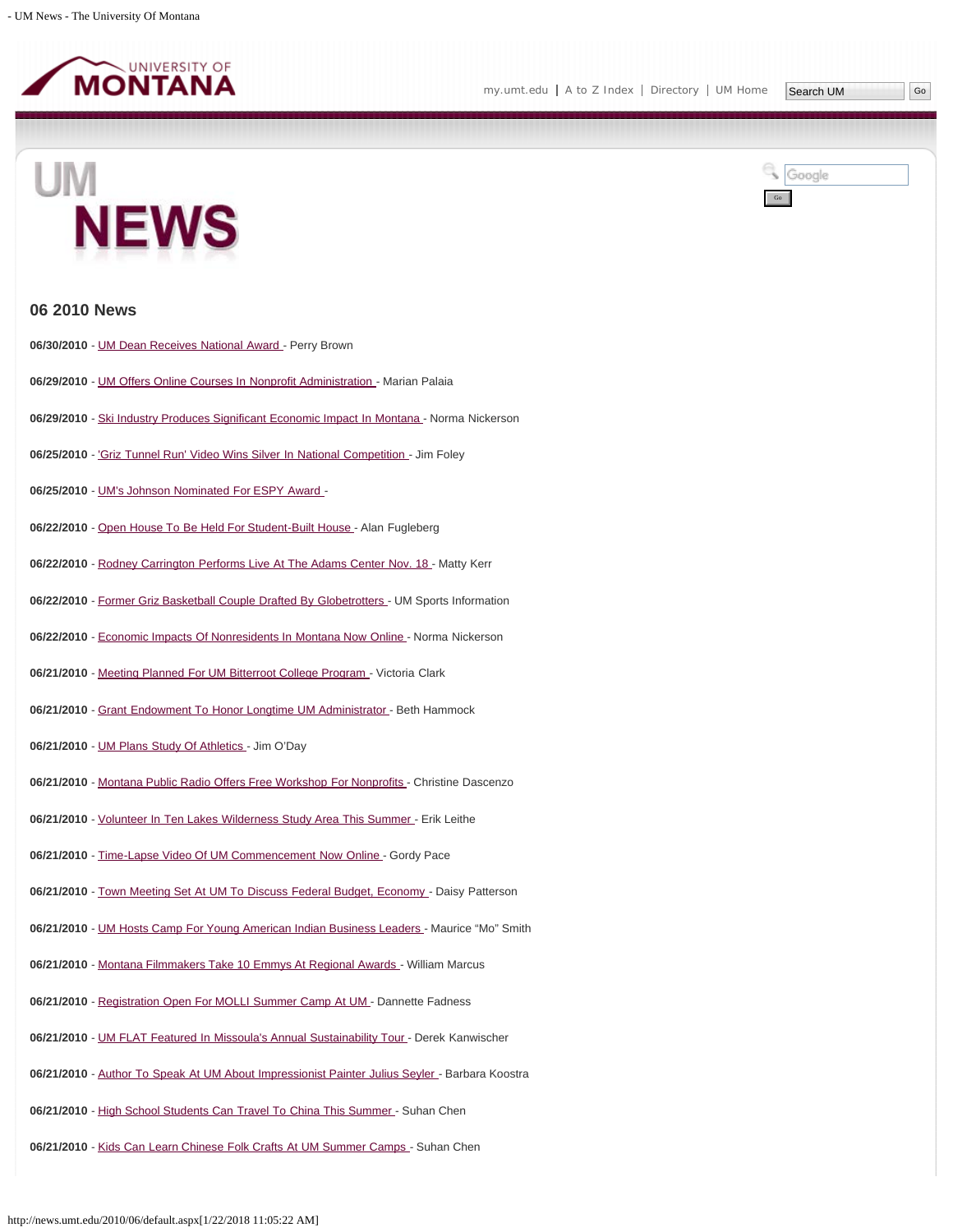## 06 2010 News

**06/30/2010** - UM Dean Receives National Award - Perry Brown

**06/29/2010** - UM Offers Online Courses In Nonprofit Administration - Marian Palaia

**06/29/2010** - Ski Industry Produces Significant Economic Impact In Montana - Norma Nickerson

**06/25/2010** - 'Griz Tunnel Run' Video Wins Silver In National Competition - Jim Foley

**06/25/2010** - UM's Johnson Nominated For ESPY Award -

**06/22/2010** - Open House To Be Held For Student-Built House - Alan Fugleberg

**06/22/2010** - Rodney Carrington Performs Live At The Adams Center Nov. 18 - Matty Kerr

**06/22/2010** - Former Griz Basketball Couple Drafted By Globetrotters - UM Sports Information

**06/22/2010** - Economic Impacts Of Nonresidents In Montana Now Online - Norma Nickerson

**06/21/2010** - Meeting Planned For UM Bitterroot College Program - Victoria Clark

**06/21/2010** - Grant Endowment To Honor Longtime UM Administrator - Beth Hammock

**06/21/2010** - UM Plans Study Of Athletics - Jim O'Day

**06/21/2010** - Montana Public Radio Offers Free Workshop For Nonprofits - Christine Dascenzo

**06/21/2010** - Volunteer In Ten Lakes Wilderness Study Area This Summer - Erik Leithe

**06/21/2010** - Time-Lapse Video Of UM Commencement Now Online - Gordy Pace

**06/21/2010** - Town Meeting Set At UM To Discuss Federal Budget, Economy - Daisy Patterson

**06/21/2010** - UM Hosts Camp For Young American Indian Business Leaders - Maurice "Mo" Smith

**06/21/2010** - Montana Filmmakers Take 10 Emmys At Regional Awards - William Marcus

**06/21/2010** - Registration Open For MOLLI Summer Camp At UM - Dannette Fadness

**06/21/2010** - UM FLAT Featured In Missoula's Annual Sustainability Tour - Derek Kanwischer

**06/21/2010** - Author To Speak At UM About Impressionist Painter Julius Seyler - Barbara Koostra

**06/21/2010** - High School Students Can Travel To China This Summer - Suhan Chen

**06/21/2010** - Kids Can Learn Chinese Folk Crafts At UM Summer Camps - Suhan Chen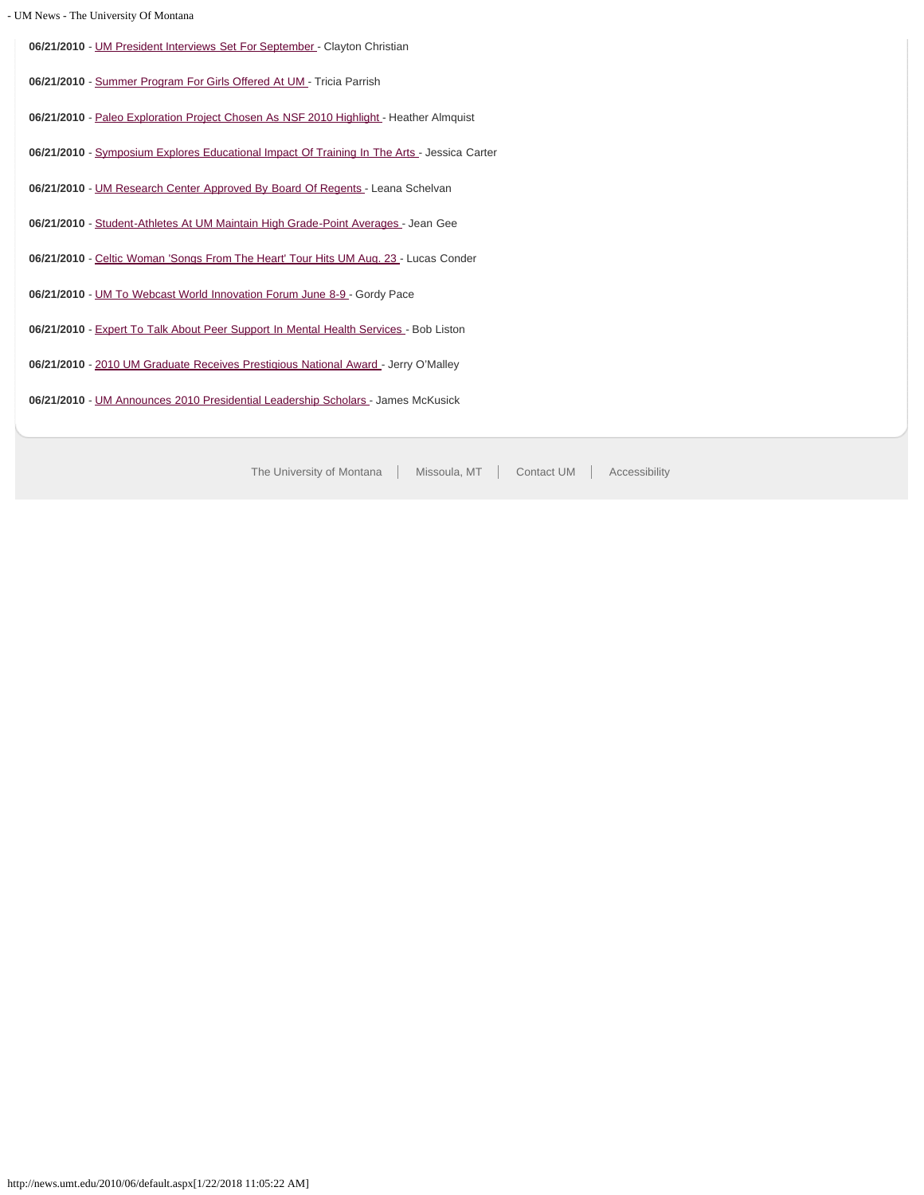**06/21/2010** - UM President Interviews Set For September - Clayton Christian

**06/21/2010** - Summer Program For Girls Offered At UM - Tricia Parrish

**06/21/2010** - Paleo Exploration Project Chosen As NSF 2010 Highlight - Heather Almquist

**06/21/2010** - Symposium Explores Educational Impact Of Training In The Arts - Jessica Carter

**06/21/2010** - UM Research Center Approved By Board Of Regents - Leana Schelvan

**06/21/2010** - Student-Athletes At UM Maintain High Grade-Point Averages - Jean Gee

**06/21/2010** - Celtic Woman 'Songs From The Heart' Tour Hits UM Aug. 23 - Lucas Conder

**06/21/2010** - UM To Webcast World Innovation Forum June 8-9 - Gordy Pace

**06/21/2010** - Expert To Talk About Peer Support In Mental Health Services - Bob Liston

**06/21/2010** - 2010 UM Graduate Receives Prestigious National Award - Jerry O'Malley

**06/21/2010** - UM Announces 2010 Presidential Leadership Scholars - James McKusick

The University of Montana | Missoula, MT | Contact UM | Accessibility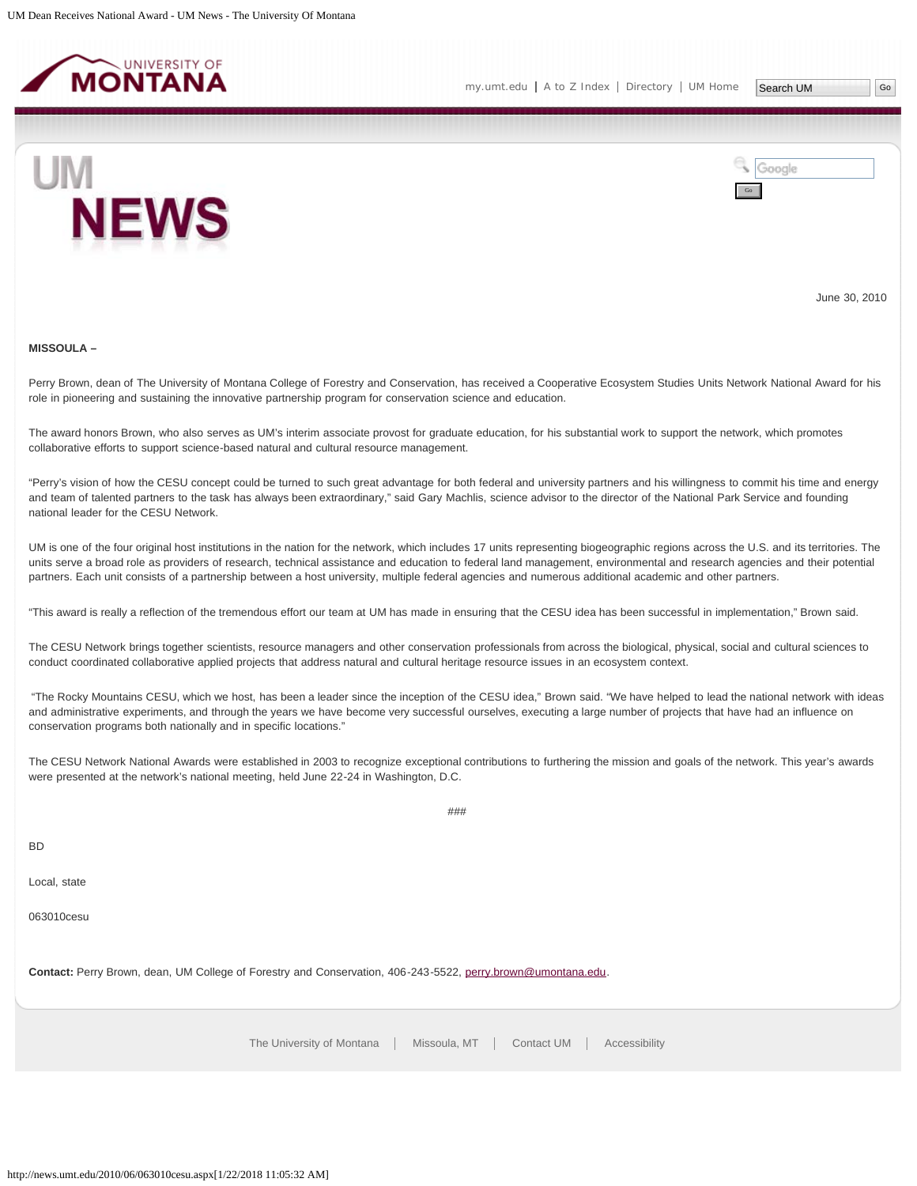June 30, 2010

**MISSOULA –**

Perry Brown, dean of The University of Montana College of Forestry and Conservation, has received a Cooperative Ecosystem Studies Units Network National Award for his role in pioneering and sustaining the innovative partnership program for conservation science and education.

The award honors Brown, who also serves as UM's interim associate provost for graduate education, for his substantial work to support the network, which promotes collaborative efforts to support science-based natural and cultural resource management.

"Perry's vision of how the CESU concept could be turned to such great advantage for both federal and university partners and his willingness to commit his time and energy and team of talented partners to the task has always been extraordinary," said Gary Machlis, science advisor to the director of the National Park Service and founding national leader for the CESU Network.

UM is one of the four original host institutions in the nation for the network, which includes 17 units representing biogeographic regions across the U.S. and its territories. The units serve a broad role as providers of research, technical assistance and education to federal land management, environmental and research agencies and their potential partners. Each unit consists of a partnership between a host university, multiple federal agencies and numerous additional academic and other partners.

"This award is really a reflection of the tremendous effort our team at UM has made in ensuring that the CESU idea has been successful in implementation," Brown said.

The CESU Network brings together scientists, resource managers and other conservation professionals from across the biological, physical, social and cultural sciences to conduct coordinated collaborative applied projects that address natural and cultural heritage resource issues in an ecosystem context.

"The Rocky Mountains CESU, which we host, has been a leader since the inception of the CESU idea," Brown said. "We have helped to lead the national network with ideas and administrative experiments, and through the years we have become very successful ourselves, executing a large number of projects that have had an influence on conservation programs both nationally and in specific locations."

The CESU Network National Awards were established in 2003 to recognize exceptional contributions to furthering the mission and goals of the network. This year's awards were presented at the network's national meeting, held June 22-24 in Washington, D.C.

###

BD

Local, state

063010cesu

**Contact:** Perry Brown, dean, UM College of Forestry and Conservation, 406-243-5522, perry.brown@umontana.edu.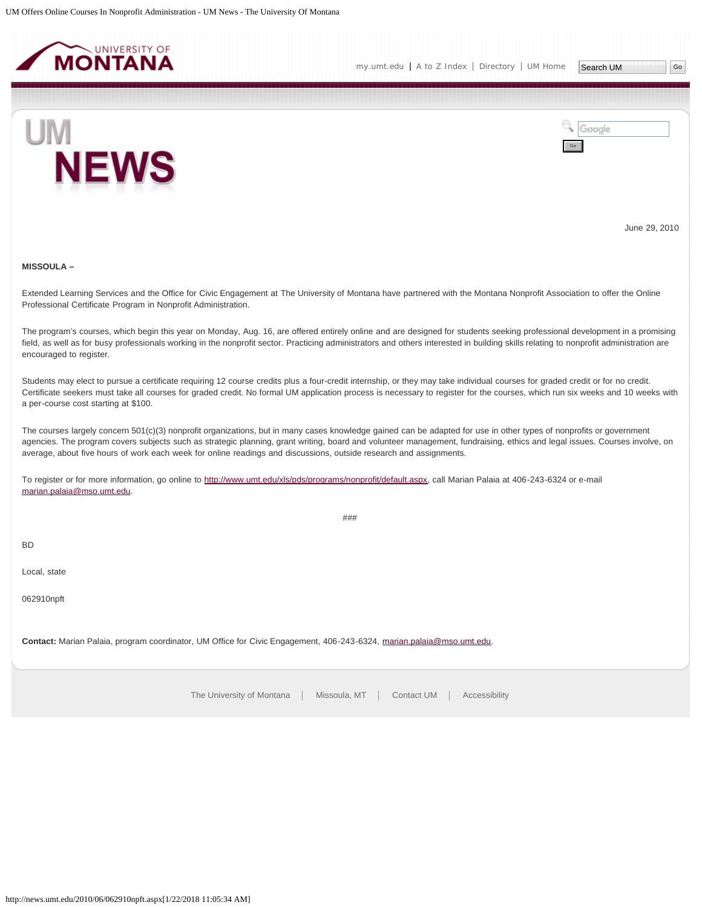June 29, 2010

**MISSOULA –**

Extended Learning Services and the Office for Civic Engagement at The University of Montana have partnered with the Montana Nonprofit Association to offer the Online Professional Certificate Program in Nonprofit Administration.

The program's courses, which begin this year on Monday, Aug. 16, are offered entirely online and are designed for students seeking professional development in a promising field, as well as for busy professionals working in the nonprofit sector. Practicing administrators and others interested in building skills relating to nonprofit administration are encouraged to register.

Students may elect to pursue a certificate requiring 12 course credits plus a four-credit internship, or they may take individual courses for graded credit or for no credit. Certificate seekers must take all courses for graded credit. No formal UM application process is necessary to register for the courses, which run six weeks and 10 weeks with a per-course cost starting at $100.

The courses largely concern 501(c)(3) nonprofit organizations, but in many cases knowledge gained can be adapted for use in other types of nonprofits or government agencies. The program covers subjects such as strategic planning, grant writing, board and volunteer management, fundraising, ethics and legal issues. Courses involve, on average, about five hours of work each week for online readings and discussions, outside research and assignments.

To register or for more information, go online to http://www.umt.edu/xls/pds/programs/nonprofit/default.aspx, call Marian Palaia at 406-243-6324 or e-mail marian.palaia@mso.umt.edu.

###

BD

Local, state

062910npft

**Contact:** Marian Palaia, program coordinator, UM Office for Civic Engagement, 406-243-6324, marian.palaia@mso.umt.edu.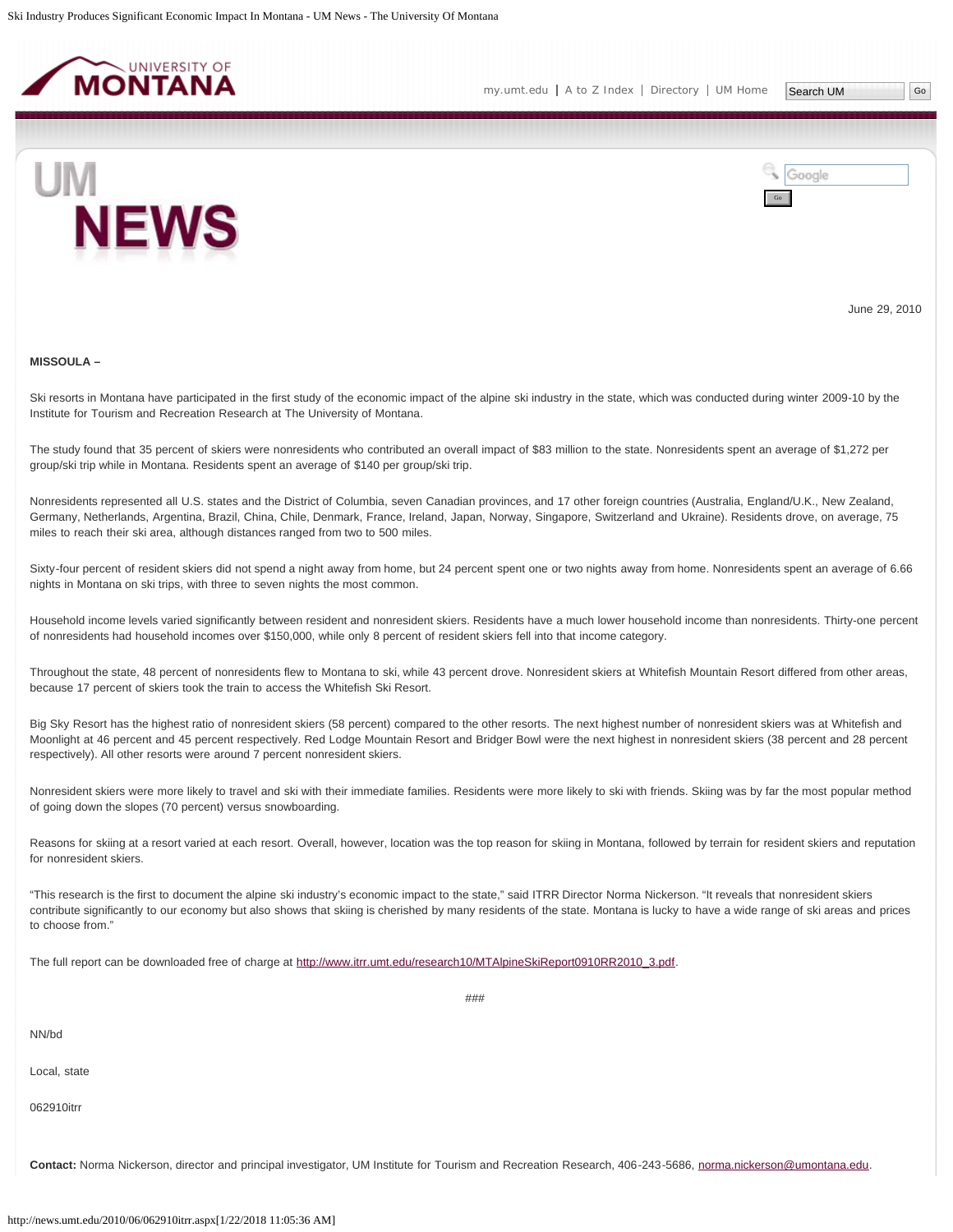June 29, 2010

**MISSOULA –**

Ski resorts in Montana have participated in the first study of the economic impact of the alpine ski industry in the state, which was conducted during winter 2009-10 by the Institute for Tourism and Recreation Research at The University of Montana.

The study found that 35 percent of skiers were nonresidents who contributed an overall impact of $83 million to the state. Nonresidents spent an average of $1,272 per group/ski trip while in Montana. Residents spent an average of $140 per group/ski trip.

Nonresidents represented all U.S. states and the District of Columbia, seven Canadian provinces, and 17 other foreign countries (Australia, England/U.K., New Zealand, Germany, Netherlands, Argentina, Brazil, China, Chile, Denmark, France, Ireland, Japan, Norway, Singapore, Switzerland and Ukraine). Residents drove, on average, 75 miles to reach their ski area, although distances ranged from two to 500 miles.

Sixty-four percent of resident skiers did not spend a night away from home, but 24 percent spent one or two nights away from home. Nonresidents spent an average of 6.66 nights in Montana on ski trips, with three to seven nights the most common.

Household income levels varied significantly between resident and nonresident skiers. Residents have a much lower household income than nonresidents. Thirty-one percent of nonresidents had household incomes over $150,000, while only 8 percent of resident skiers fell into that income category.

Throughout the state, 48 percent of nonresidents flew to Montana to ski, while 43 percent drove. Nonresident skiers at Whitefish Mountain Resort differed from other areas, because 17 percent of skiers took the train to access the Whitefish Ski Resort.

Big Sky Resort has the highest ratio of nonresident skiers (58 percent) compared to the other resorts. The next highest number of nonresident skiers was at Whitefish and Moonlight at 46 percent and 45 percent respectively. Red Lodge Mountain Resort and Bridger Bowl were the next highest in nonresident skiers (38 percent and 28 percent respectively). All other resorts were around 7 percent nonresident skiers.

Nonresident skiers were more likely to travel and ski with their immediate families. Residents were more likely to ski with friends. Skiing was by far the most popular method of going down the slopes (70 percent) versus snowboarding.

Reasons for skiing at a resort varied at each resort. Overall, however, location was the top reason for skiing in Montana, followed by terrain for resident skiers and reputation for nonresident skiers.

"This research is the first to document the alpine ski industry's economic impact to the state," said ITRR Director Norma Nickerson. "It reveals that nonresident skiers contribute significantly to our economy but also shows that skiing is cherished by many residents of the state. Montana is lucky to have a wide range of ski areas and prices to choose from."

The full report can be downloaded free of charge at [http://www.itrr.umt.edu/research10/MTAlpineSkiReport0910RR2010_3.pdf](http://www.itrr.umt.edu/research10/MTAlpineSkiReport0910RR2010_3.pdf).

###

NN/bd

Local, state

062910itrr

**Contact:** Norma Nickerson, director and principal investigator, UM Institute for Tourism and Recreation Research, 406-243-5686, [norma.nickerson@umontana.edu](mailto:norma.nickerson@umontana.edu).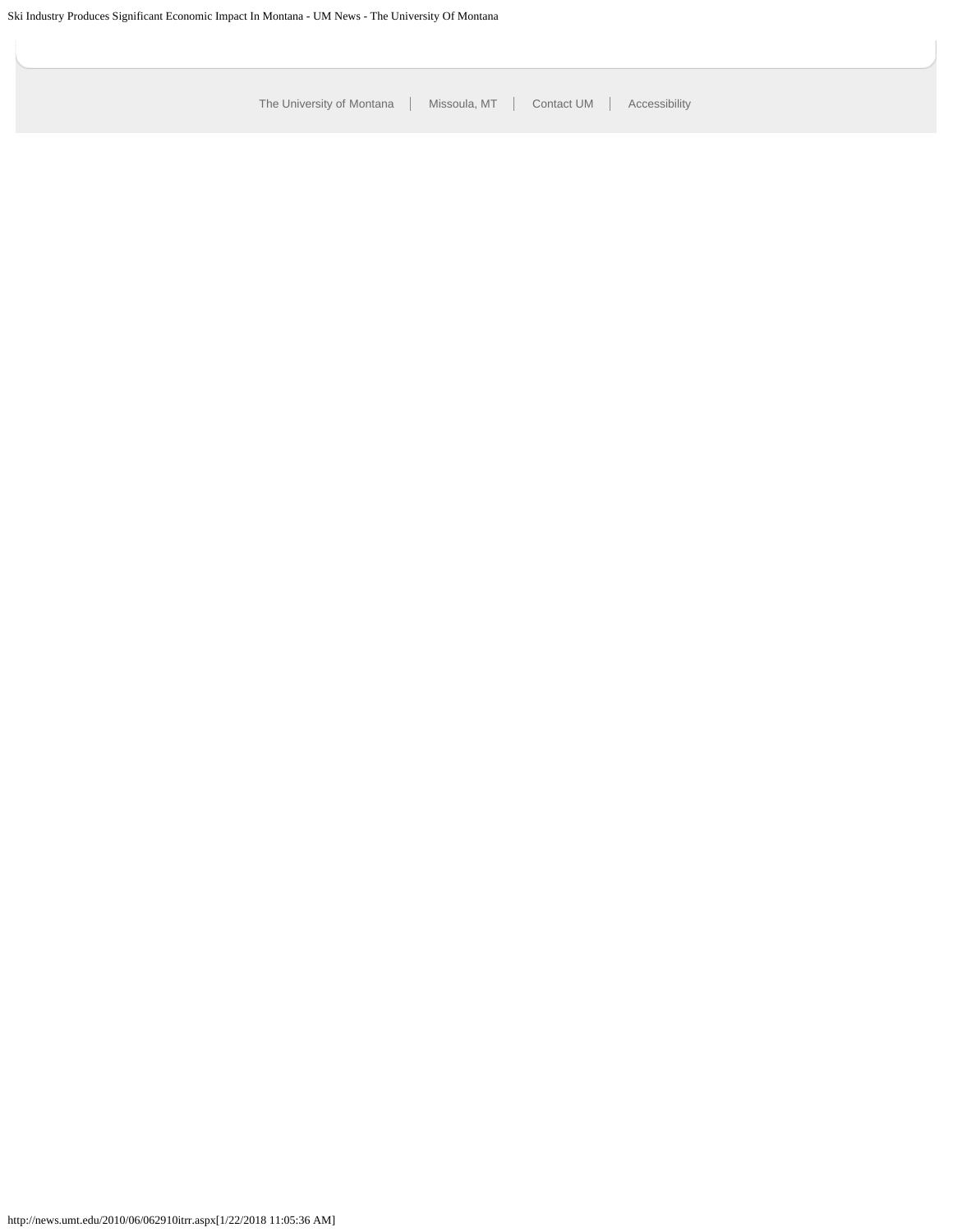The University of Montana | Missoula, MT | Contact UM | Accessibility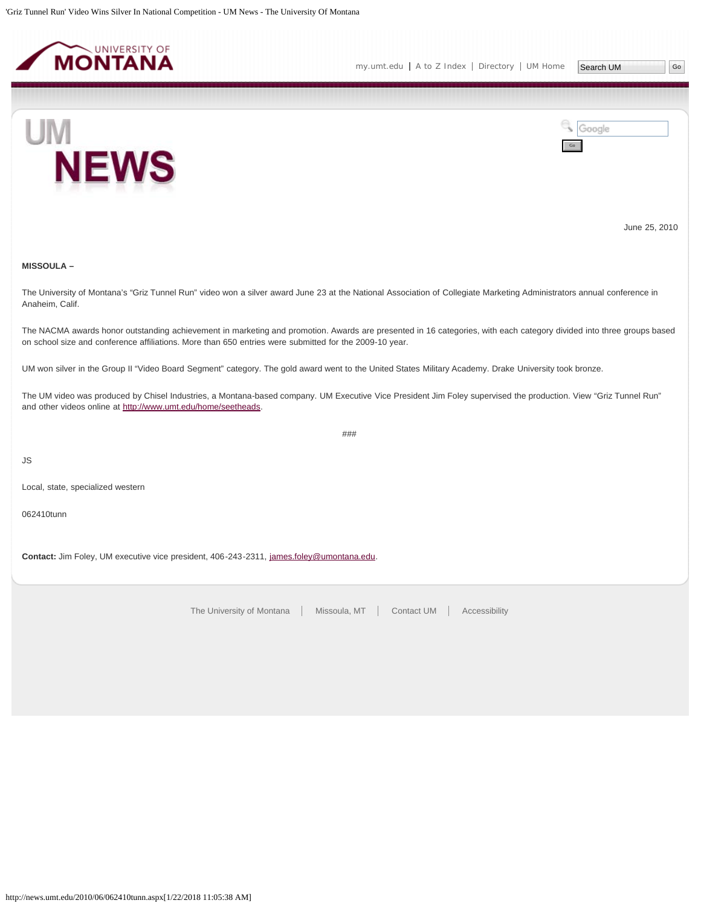June 25, 2010

**MISSOULA –**

The University of Montana's "Griz Tunnel Run" video won a silver award June 23 at the National Association of Collegiate Marketing Administrators annual conference in Anaheim, Calif.

The NACMA awards honor outstanding achievement in marketing and promotion. Awards are presented in 16 categories, with each category divided into three groups based on school size and conference affiliations. More than 650 entries were submitted for the 2009-10 year.

UM won silver in the Group II "Video Board Segment" category. The gold award went to the United States Military Academy. Drake University took bronze.

The UM video was produced by Chisel Industries, a Montana-based company. UM Executive Vice President Jim Foley supervised the production. View "Griz Tunnel Run" and other videos online at http://www.umt.edu/home/seetheads.

###

JS

Local, state, specialized western

062410tunn

**Contact:** Jim Foley, UM executive vice president, 406-243-2311, james.foley@umontana.edu.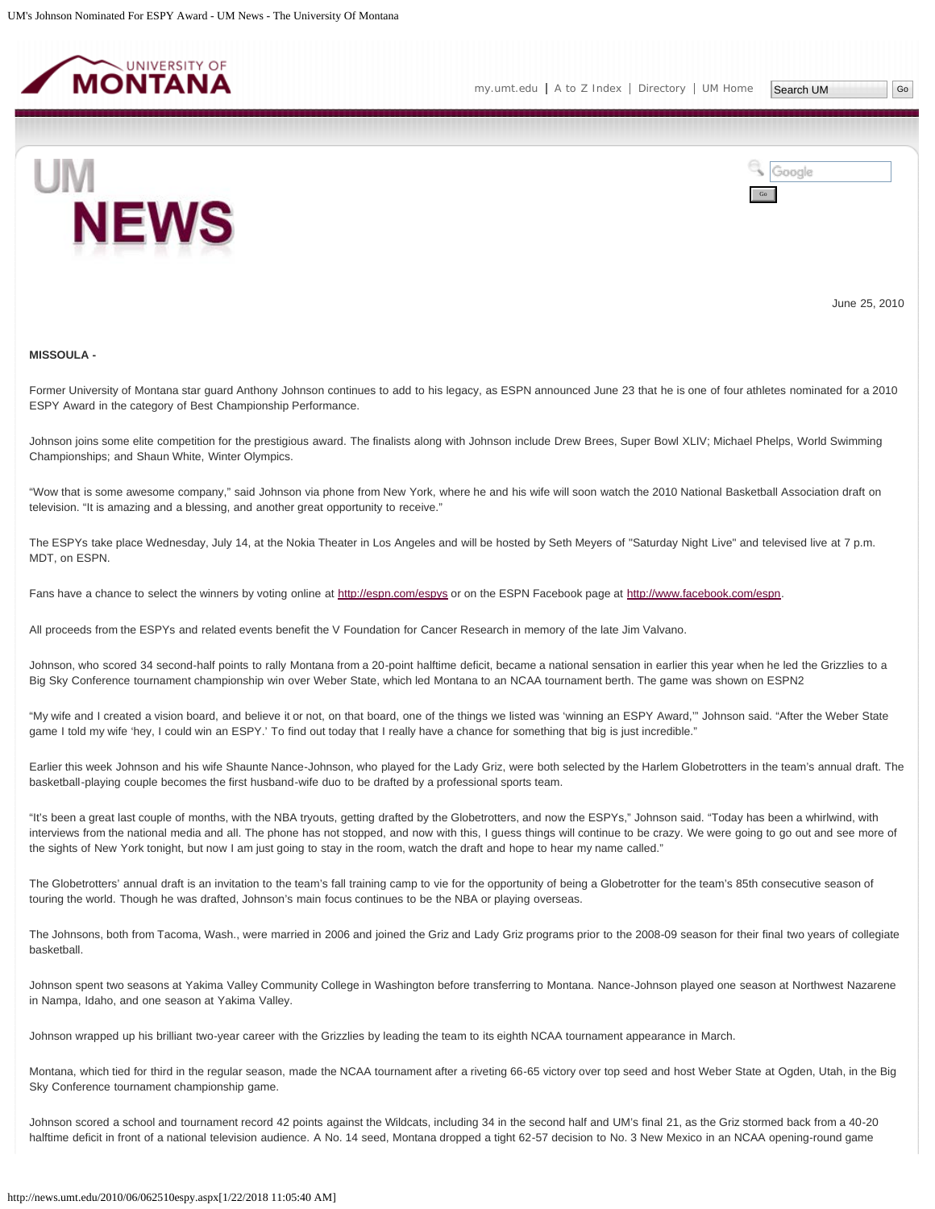June 25, 2010

**MISSOULA -**

Former University of Montana star guard Anthony Johnson continues to add to his legacy, as ESPN announced June 23 that he is one of four athletes nominated for a 2010 ESPY Award in the category of Best Championship Performance.

Johnson joins some elite competition for the prestigious award. The finalists along with Johnson include Drew Brees, Super Bowl XLIV; Michael Phelps, World Swimming Championships; and Shaun White, Winter Olympics.

"Wow that is some awesome company," said Johnson via phone from New York, where he and his wife will soon watch the 2010 National Basketball Association draft on television. "It is amazing and a blessing, and another great opportunity to receive."

The ESPYs take place Wednesday, July 14, at the Nokia Theater in Los Angeles and will be hosted by Seth Meyers of "Saturday Night Live" and televised live at 7 p.m. MDT, on ESPN.

Fans have a chance to select the winners by voting online at http://espn.com/espys or on the ESPN Facebook page at http://www.facebook.com/espn.

All proceeds from the ESPYs and related events benefit the V Foundation for Cancer Research in memory of the late Jim Valvano.

Johnson, who scored 34 second-half points to rally Montana from a 20-point halftime deficit, became a national sensation in earlier this year when he led the Grizzlies to a Big Sky Conference tournament championship win over Weber State, which led Montana to an NCAA tournament berth. The game was shown on ESPN2

"My wife and I created a vision board, and believe it or not, on that board, one of the things we listed was 'winning an ESPY Award,'" Johnson said. "After the Weber State game I told my wife 'hey, I could win an ESPY.' To find out today that I really have a chance for something that big is just incredible."

Earlier this week Johnson and his wife Shaunte Nance-Johnson, who played for the Lady Griz, were both selected by the Harlem Globetrotters in the team's annual draft. The basketball-playing couple becomes the first husband-wife duo to be drafted by a professional sports team.

"It's been a great last couple of months, with the NBA tryouts, getting drafted by the Globetrotters, and now the ESPYs," Johnson said. "Today has been a whirlwind, with interviews from the national media and all. The phone has not stopped, and now with this, I guess things will continue to be crazy. We were going to go out and see more of the sights of New York tonight, but now I am just going to stay in the room, watch the draft and hope to hear my name called."

The Globetrotters' annual draft is an invitation to the team's fall training camp to vie for the opportunity of being a Globetrotter for the team's 85th consecutive season of touring the world. Though he was drafted, Johnson's main focus continues to be the NBA or playing overseas.

The Johnsons, both from Tacoma, Wash., were married in 2006 and joined the Griz and Lady Griz programs prior to the 2008-09 season for their final two years of collegiate basketball.

Johnson spent two seasons at Yakima Valley Community College in Washington before transferring to Montana. Nance-Johnson played one season at Northwest Nazarene in Nampa, Idaho, and one season at Yakima Valley.

Johnson wrapped up his brilliant two-year career with the Grizzlies by leading the team to its eighth NCAA tournament appearance in March.

Montana, which tied for third in the regular season, made the NCAA tournament after a riveting 66-65 victory over top seed and host Weber State at Ogden, Utah, in the Big Sky Conference tournament championship game.

Johnson scored a school and tournament record 42 points against the Wildcats, including 34 in the second half and UM's final 21, as the Griz stormed back from a 40-20 halftime deficit in front of a national television audience. A No. 14 seed, Montana dropped a tight 62-57 decision to No. 3 New Mexico in an NCAA opening-round game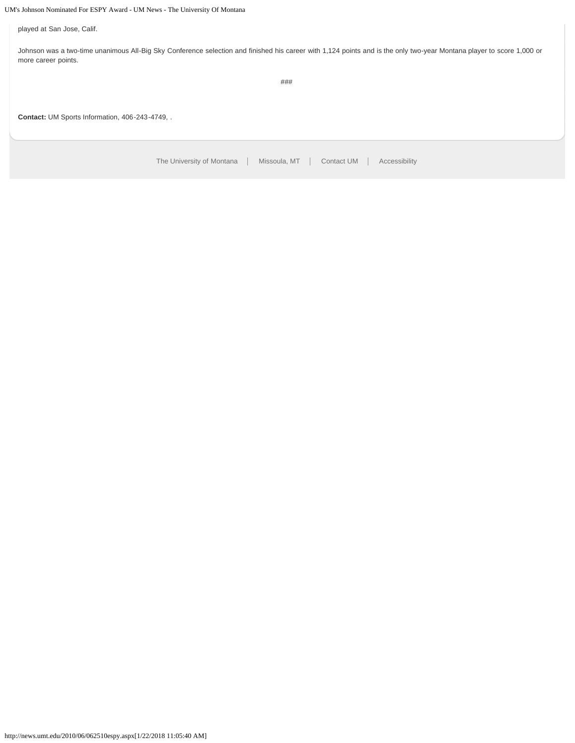played at San Jose, Calif.

Johnson was a two-time unanimous All-Big Sky Conference selection and finished his career with 1,124 points and is the only two-year Montana player to score 1,000 or more career points.

###

**Contact:** UM Sports Information, 406-243-4749, .

The University of Montana | Missoula, MT | Contact UM | Accessibility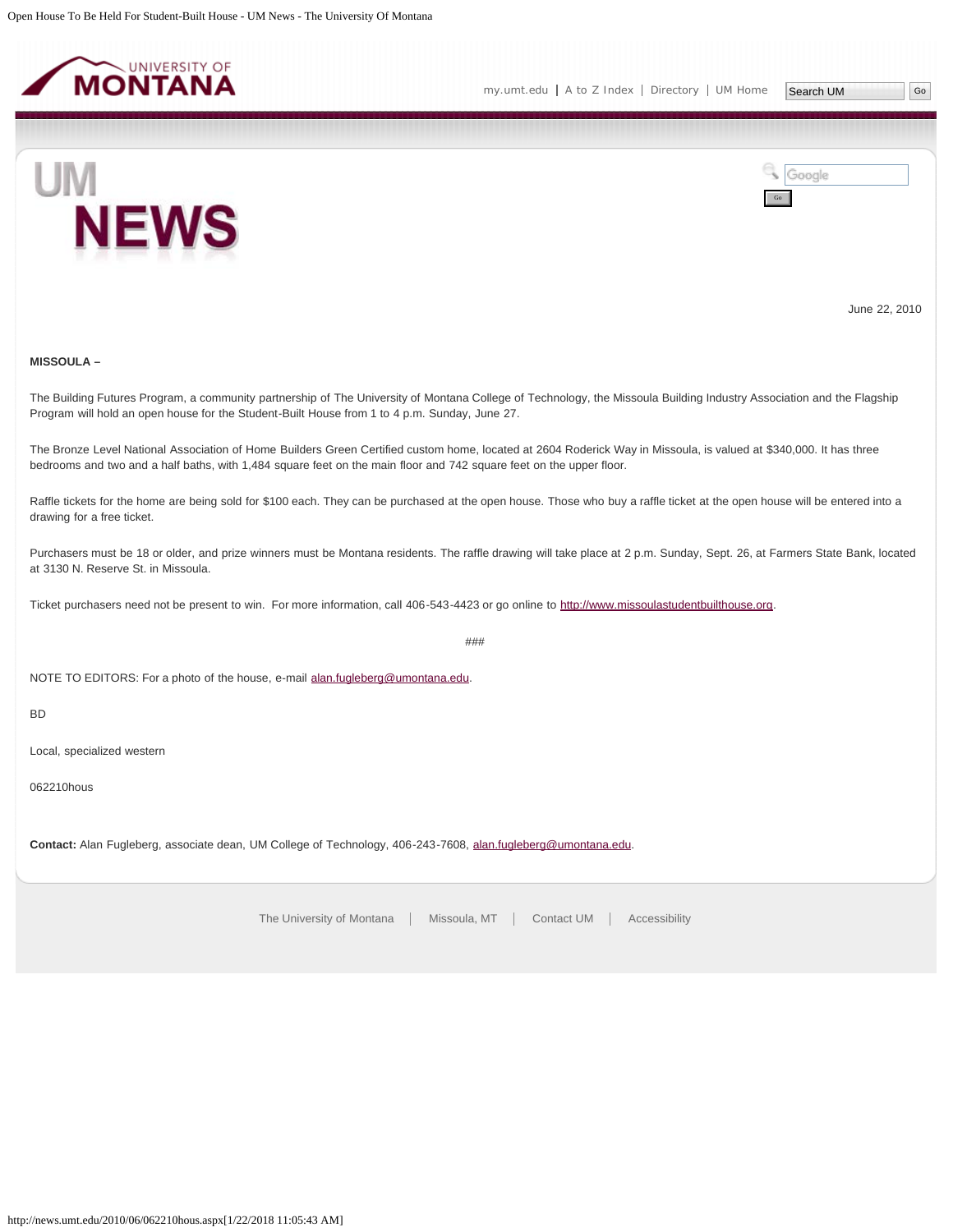June 22, 2010

**MISSOULA –**

The Building Futures Program, a community partnership of The University of Montana College of Technology, the Missoula Building Industry Association and the Flagship Program will hold an open house for the Student-Built House from 1 to 4 p.m. Sunday, June 27.

The Bronze Level National Association of Home Builders Green Certified custom home, located at 2604 Roderick Way in Missoula, is valued at $340,000. It has three bedrooms and two and a half baths, with 1,484 square feet on the main floor and 742 square feet on the upper floor.

Raffle tickets for the home are being sold for $100 each. They can be purchased at the open house. Those who buy a raffle ticket at the open house will be entered into a drawing for a free ticket.

Purchasers must be 18 or older, and prize winners must be Montana residents. The raffle drawing will take place at 2 p.m. Sunday, Sept. 26, at Farmers State Bank, located at 3130 N. Reserve St. in Missoula.

Ticket purchasers need not be present to win. For more information, call 406-543-4423 or go online to http://www.missoulastudentbuilthouse.org.

###

NOTE TO EDITORS: For a photo of the house, e-mail alan.fugleberg@umontana.edu.

BD

Local, specialized western

062210hous

**Contact:** Alan Fugleberg, associate dean, UM College of Technology, 406-243-7608, alan.fugleberg@umontana.edu.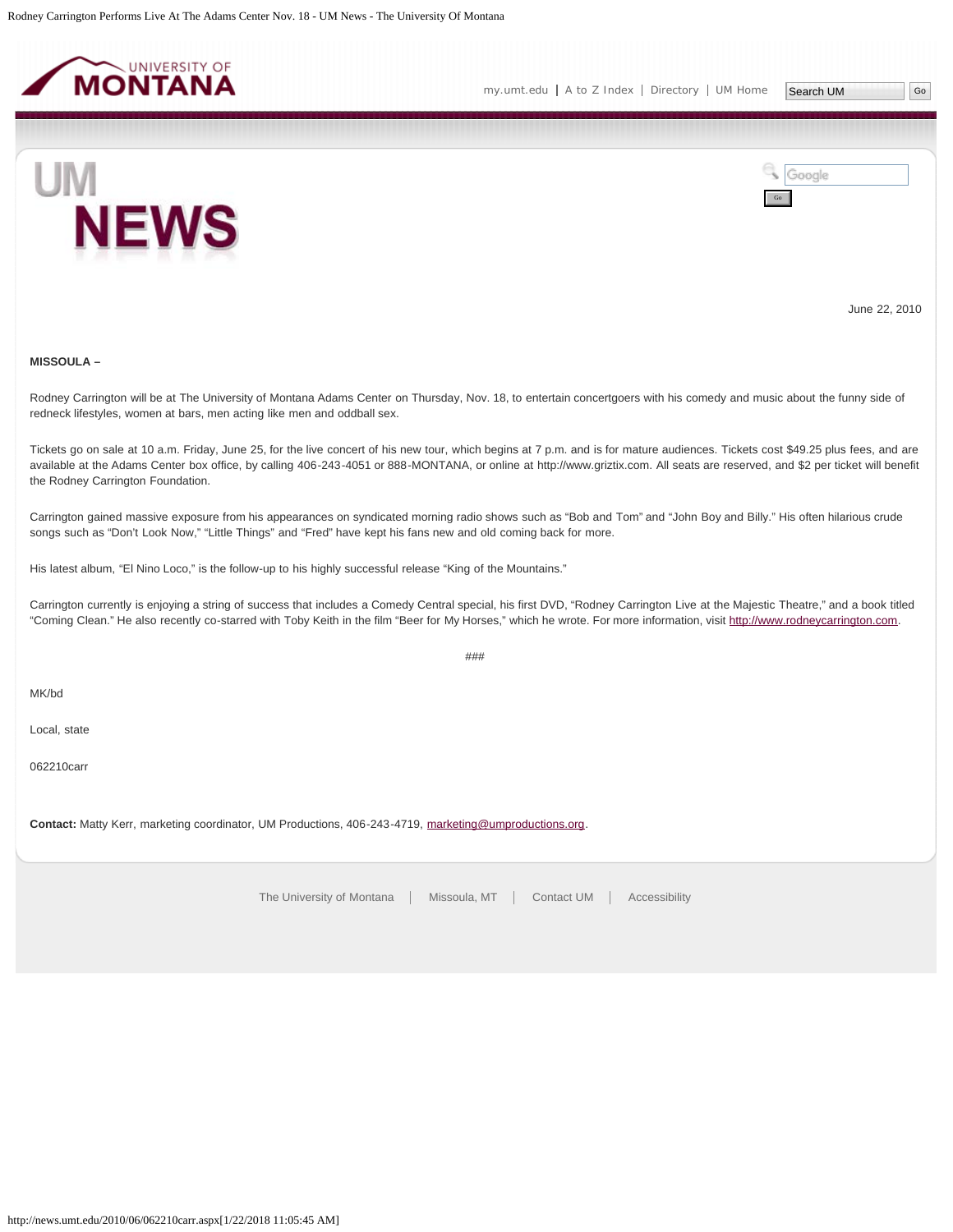June 22, 2010

**MISSOULA –**

Rodney Carrington will be at The University of Montana Adams Center on Thursday, Nov. 18, to entertain concertgoers with his comedy and music about the funny side of redneck lifestyles, women at bars, men acting like men and oddball sex.

Tickets go on sale at 10 a.m. Friday, June 25, for the live concert of his new tour, which begins at 7 p.m. and is for mature audiences. Tickets cost $49.25 plus fees, and are available at the Adams Center box office, by calling 406-243-4051 or 888-MONTANA, or online at http://www.griztix.com. All seats are reserved, and $2 per ticket will benefit the Rodney Carrington Foundation.

Carrington gained massive exposure from his appearances on syndicated morning radio shows such as "Bob and Tom" and "John Boy and Billy." His often hilarious crude songs such as "Don't Look Now," "Little Things" and "Fred" have kept his fans new and old coming back for more.

His latest album, "El Nino Loco," is the follow-up to his highly successful release "King of the Mountains."

Carrington currently is enjoying a string of success that includes a Comedy Central special, his first DVD, "Rodney Carrington Live at the Majestic Theatre," and a book titled "Coming Clean." He also recently co-starred with Toby Keith in the film "Beer for My Horses," which he wrote. For more information, visit http://www.rodneycarrington.com.

###

MK/bd

Local, state

062210carr

**Contact:** Matty Kerr, marketing coordinator, UM Productions, 406-243-4719, marketing@umproductions.org.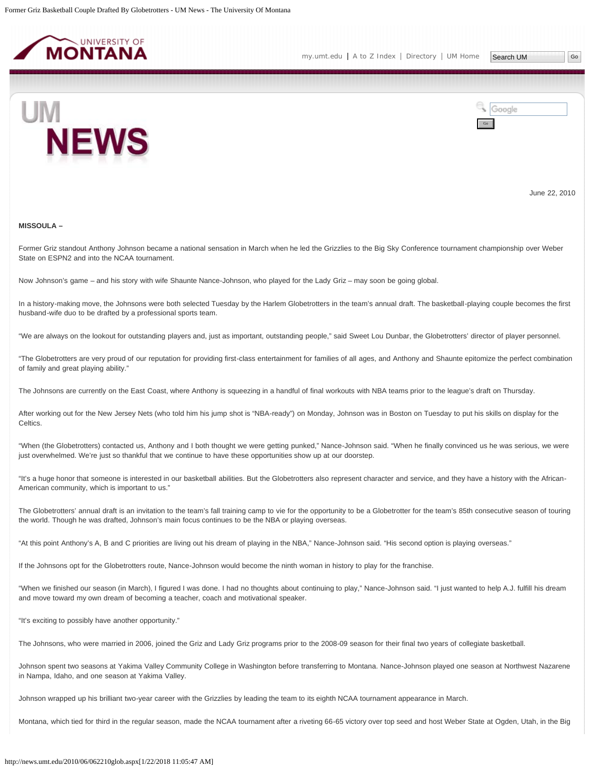June 22, 2010

**MISSOULA –**

Former Griz standout Anthony Johnson became a national sensation in March when he led the Grizzlies to the Big Sky Conference tournament championship over Weber State on ESPN2 and into the NCAA tournament.

Now Johnson's game – and his story with wife Shaunte Nance-Johnson, who played for the Lady Griz – may soon be going global.

In a history-making move, the Johnsons were both selected Tuesday by the Harlem Globetrotters in the team's annual draft. The basketball-playing couple becomes the first husband-wife duo to be drafted by a professional sports team.

"We are always on the lookout for outstanding players and, just as important, outstanding people," said Sweet Lou Dunbar, the Globetrotters' director of player personnel.

"The Globetrotters are very proud of our reputation for providing first-class entertainment for families of all ages, and Anthony and Shaunte epitomize the perfect combination of family and great playing ability."

The Johnsons are currently on the East Coast, where Anthony is squeezing in a handful of final workouts with NBA teams prior to the league's draft on Thursday.

After working out for the New Jersey Nets (who told him his jump shot is "NBA-ready") on Monday, Johnson was in Boston on Tuesday to put his skills on display for the Celtics.

"When (the Globetrotters) contacted us, Anthony and I both thought we were getting punked," Nance-Johnson said. "When he finally convinced us he was serious, we were just overwhelmed. We're just so thankful that we continue to have these opportunities show up at our doorstep.

"It's a huge honor that someone is interested in our basketball abilities. But the Globetrotters also represent character and service, and they have a history with the African-American community, which is important to us."

The Globetrotters' annual draft is an invitation to the team's fall training camp to vie for the opportunity to be a Globetrotter for the team's 85th consecutive season of touring the world. Though he was drafted, Johnson's main focus continues to be the NBA or playing overseas.

"At this point Anthony's A, B and C priorities are living out his dream of playing in the NBA," Nance-Johnson said. "His second option is playing overseas."

If the Johnsons opt for the Globetrotters route, Nance-Johnson would become the ninth woman in history to play for the franchise.

"When we finished our season (in March), I figured I was done. I had no thoughts about continuing to play," Nance-Johnson said. "I just wanted to help A.J. fulfill his dream and move toward my own dream of becoming a teacher, coach and motivational speaker.

"It's exciting to possibly have another opportunity."

The Johnsons, who were married in 2006, joined the Griz and Lady Griz programs prior to the 2008-09 season for their final two years of collegiate basketball.

Johnson spent two seasons at Yakima Valley Community College in Washington before transferring to Montana. Nance-Johnson played one season at Northwest Nazarene in Nampa, Idaho, and one season at Yakima Valley.

Johnson wrapped up his brilliant two-year career with the Grizzlies by leading the team to its eighth NCAA tournament appearance in March.

Montana, which tied for third in the regular season, made the NCAA tournament after a riveting 66-65 victory over top seed and host Weber State at Ogden, Utah, in the Big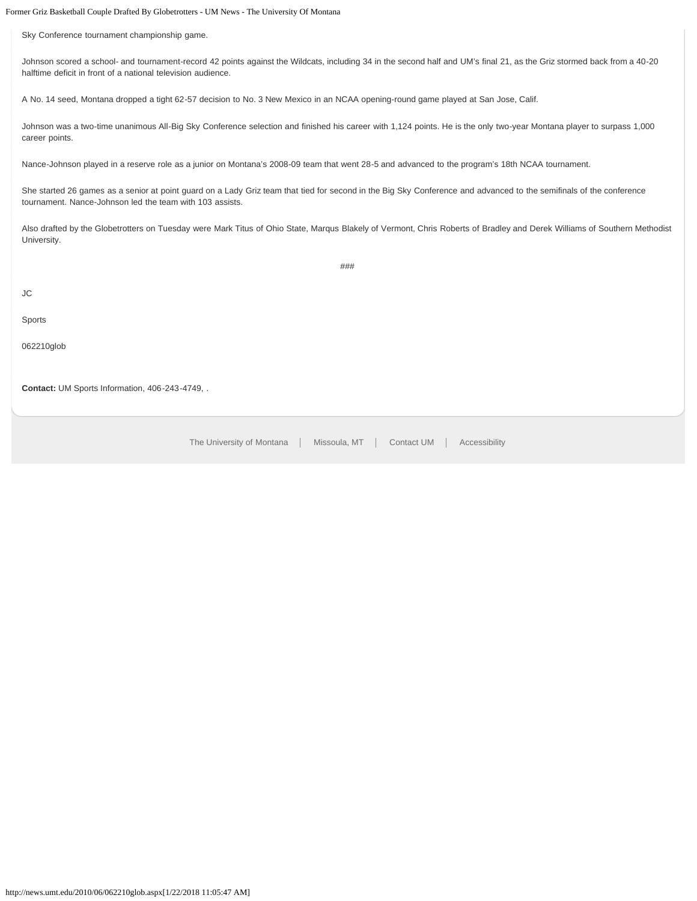Sky Conference tournament championship game.

Johnson scored a school- and tournament-record 42 points against the Wildcats, including 34 in the second half and UM's final 21, as the Griz stormed back from a 40-20 halftime deficit in front of a national television audience.

A No. 14 seed, Montana dropped a tight 62-57 decision to No. 3 New Mexico in an NCAA opening-round game played at San Jose, Calif.

Johnson was a two-time unanimous All-Big Sky Conference selection and finished his career with 1,124 points. He is the only two-year Montana player to surpass 1,000 career points.

Nance-Johnson played in a reserve role as a junior on Montana's 2008-09 team that went 28-5 and advanced to the program's 18th NCAA tournament.

She started 26 games as a senior at point guard on a Lady Griz team that tied for second in the Big Sky Conference and advanced to the semifinals of the conference tournament. Nance-Johnson led the team with 103 assists.

Also drafted by the Globetrotters on Tuesday were Mark Titus of Ohio State, Marqus Blakely of Vermont, Chris Roberts of Bradley and Derek Williams of Southern Methodist University.

###

JC

Sports

062210glob

**Contact:** UM Sports Information, 406-243-4749, .

The University of Montana | Missoula, MT | Contact UM | Accessibility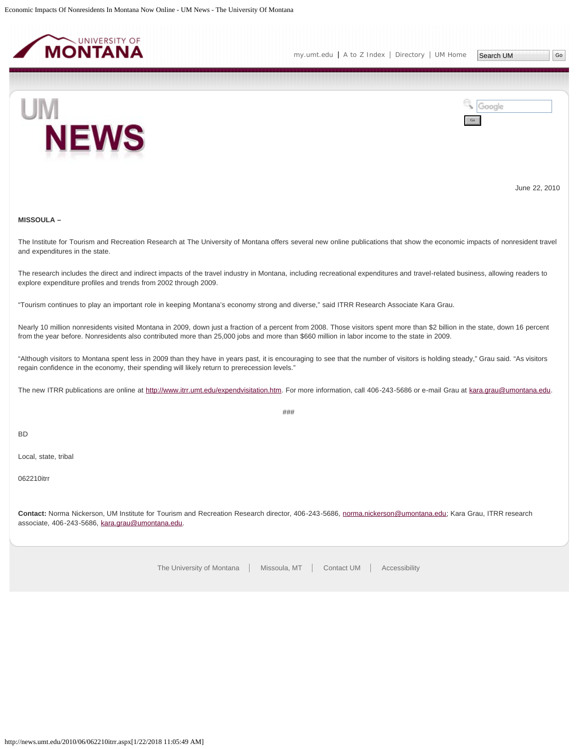June 22, 2010

**MISSOULA –**

The Institute for Tourism and Recreation Research at The University of Montana offers several new online publications that show the economic impacts of nonresident travel and expenditures in the state.

The research includes the direct and indirect impacts of the travel industry in Montana, including recreational expenditures and travel-related business, allowing readers to explore expenditure profiles and trends from 2002 through 2009.

"Tourism continues to play an important role in keeping Montana's economy strong and diverse," said ITRR Research Associate Kara Grau.

Nearly 10 million nonresidents visited Montana in 2009, down just a fraction of a percent from 2008. Those visitors spent more than $2 billion in the state, down 16 percent from the year before. Nonresidents also contributed more than 25,000 jobs and more than $660 million in labor income to the state in 2009.

"Although visitors to Montana spent less in 2009 than they have in years past, it is encouraging to see that the number of visitors is holding steady," Grau said. "As visitors regain confidence in the economy, their spending will likely return to prerecession levels."

The new ITRR publications are online at http://www.itrr.umt.edu/expendvisitation.htm. For more information, call 406-243-5686 or e-mail Grau at kara.grau@umontana.edu.

###

BD

Local, state, tribal

062210itrr

**Contact:** Norma Nickerson, UM Institute for Tourism and Recreation Research director, 406-243-5686, norma.nickerson@umontana.edu; Kara Grau, ITRR research associate, 406-243-5686, kara.grau@umontana.edu.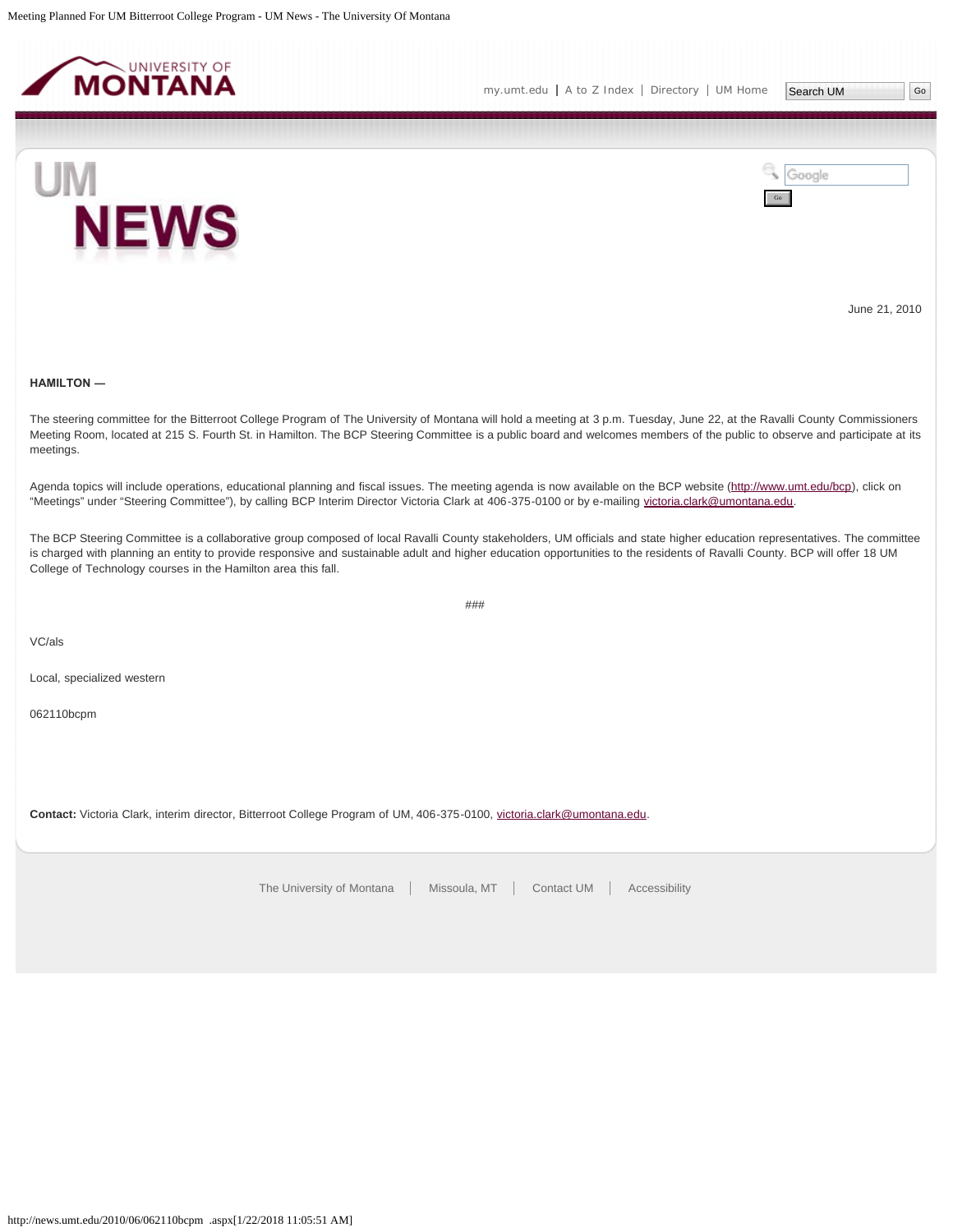June 21, 2010

**HAMILTON —**

The steering committee for the Bitterroot College Program of The University of Montana will hold a meeting at 3 p.m. Tuesday, June 22, at the Ravalli County Commissioners Meeting Room, located at 215 S. Fourth St. in Hamilton. The BCP Steering Committee is a public board and welcomes members of the public to observe and participate at its meetings.

Agenda topics will include operations, educational planning and fiscal issues. The meeting agenda is now available on the BCP website (http://www.umt.edu/bcp), click on "Meetings" under "Steering Committee"), by calling BCP Interim Director Victoria Clark at 406-375-0100 or by e-mailing victoria.clark@umontana.edu.

The BCP Steering Committee is a collaborative group composed of local Ravalli County stakeholders, UM officials and state higher education representatives. The committee is charged with planning an entity to provide responsive and sustainable adult and higher education opportunities to the residents of Ravalli County. BCP will offer 18 UM College of Technology courses in the Hamilton area this fall.

###

VC/als

Local, specialized western

062110bcpm

**Contact:** Victoria Clark, interim director, Bitterroot College Program of UM, 406-375-0100, victoria.clark@umontana.edu.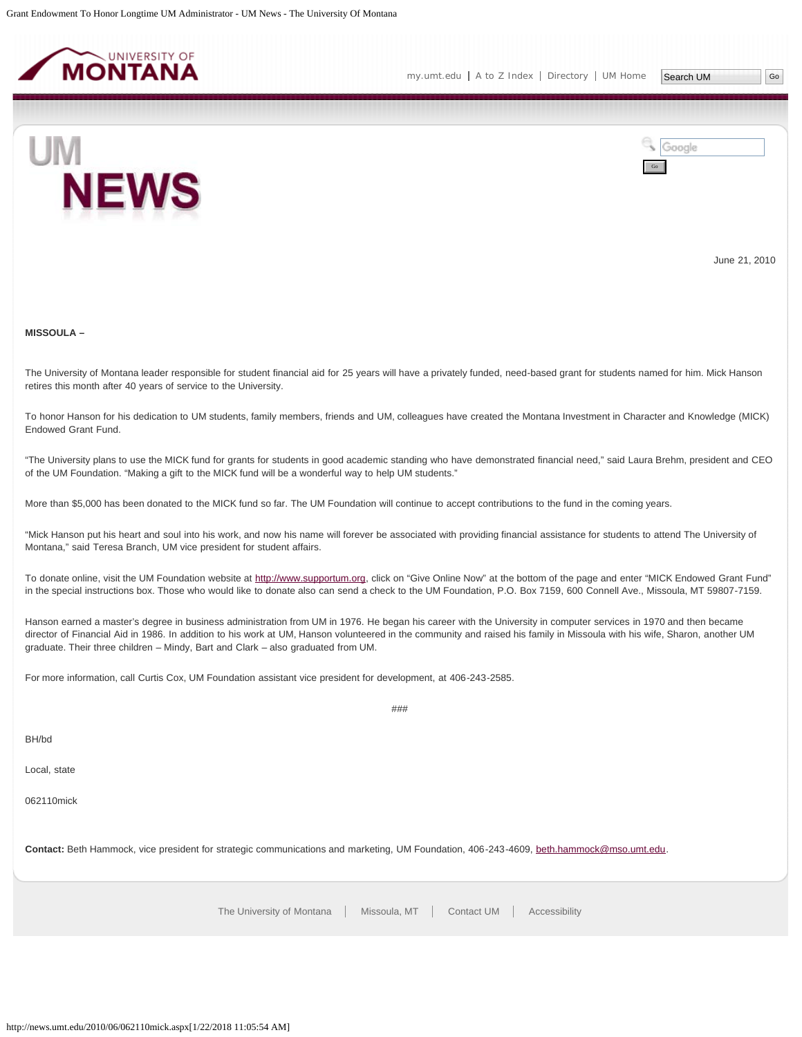June 21, 2010

**MISSOULA –**

The University of Montana leader responsible for student financial aid for 25 years will have a privately funded, need-based grant for students named for him. Mick Hanson retires this month after 40 years of service to the University.

To honor Hanson for his dedication to UM students, family members, friends and UM, colleagues have created the Montana Investment in Character and Knowledge (MICK) Endowed Grant Fund.

“The University plans to use the MICK fund for grants for students in good academic standing who have demonstrated financial need,” said Laura Brehm, president and CEO of the UM Foundation. “Making a gift to the MICK fund will be a wonderful way to help UM students.”

More than $5,000 has been donated to the MICK fund so far. The UM Foundation will continue to accept contributions to the fund in the coming years.

“Mick Hanson put his heart and soul into his work, and now his name will forever be associated with providing financial assistance for students to attend The University of Montana,” said Teresa Branch, UM vice president for student affairs.

To donate online, visit the UM Foundation website at http://www.supportum.org, click on “Give Online Now” at the bottom of the page and enter “MICK Endowed Grant Fund” in the special instructions box. Those who would like to donate also can send a check to the UM Foundation, P.O. Box 7159, 600 Connell Ave., Missoula, MT 59807-7159.

Hanson earned a master’s degree in business administration from UM in 1976. He began his career with the University in computer services in 1970 and then became director of Financial Aid in 1986. In addition to his work at UM, Hanson volunteered in the community and raised his family in Missoula with his wife, Sharon, another UM graduate. Their three children – Mindy, Bart and Clark – also graduated from UM.

For more information, call Curtis Cox, UM Foundation assistant vice president for development, at 406-243-2585.

###

BH/bd

Local, state

062110mick

**Contact:** Beth Hammock, vice president for strategic communications and marketing, UM Foundation, 406-243-4609, beth.hammock@mso.umt.edu.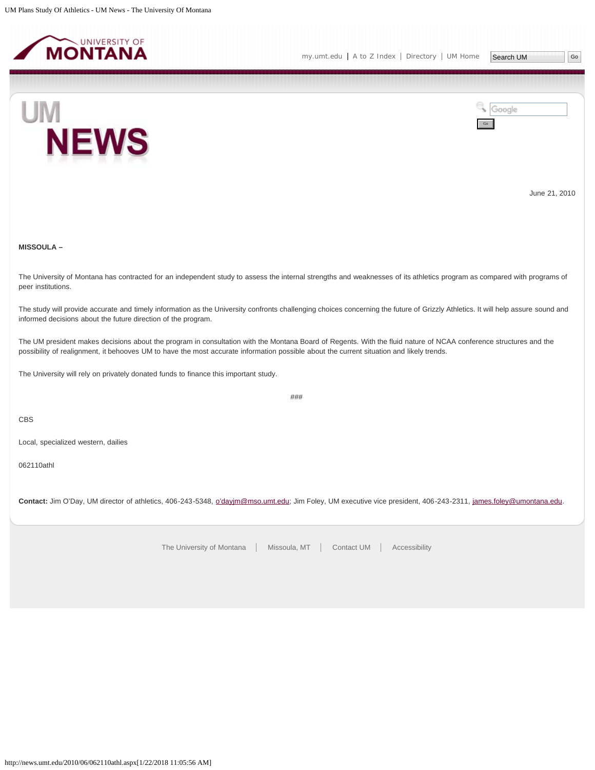June 21, 2010

**MISSOULA –**

The University of Montana has contracted for an independent study to assess the internal strengths and weaknesses of its athletics program as compared with programs of peer institutions.

The study will provide accurate and timely information as the University confronts challenging choices concerning the future of Grizzly Athletics. It will help assure sound and informed decisions about the future direction of the program.

The UM president makes decisions about the program in consultation with the Montana Board of Regents. With the fluid nature of NCAA conference structures and the possibility of realignment, it behooves UM to have the most accurate information possible about the current situation and likely trends.

The University will rely on privately donated funds to finance this important study.

###

CBS

Local, specialized western, dailies

062110athl

**Contact:** Jim O'Day, UM director of athletics, 406-243-5348, o'dayjm@mso.umt.edu; Jim Foley, UM executive vice president, 406-243-2311, james.foley@umontana.edu.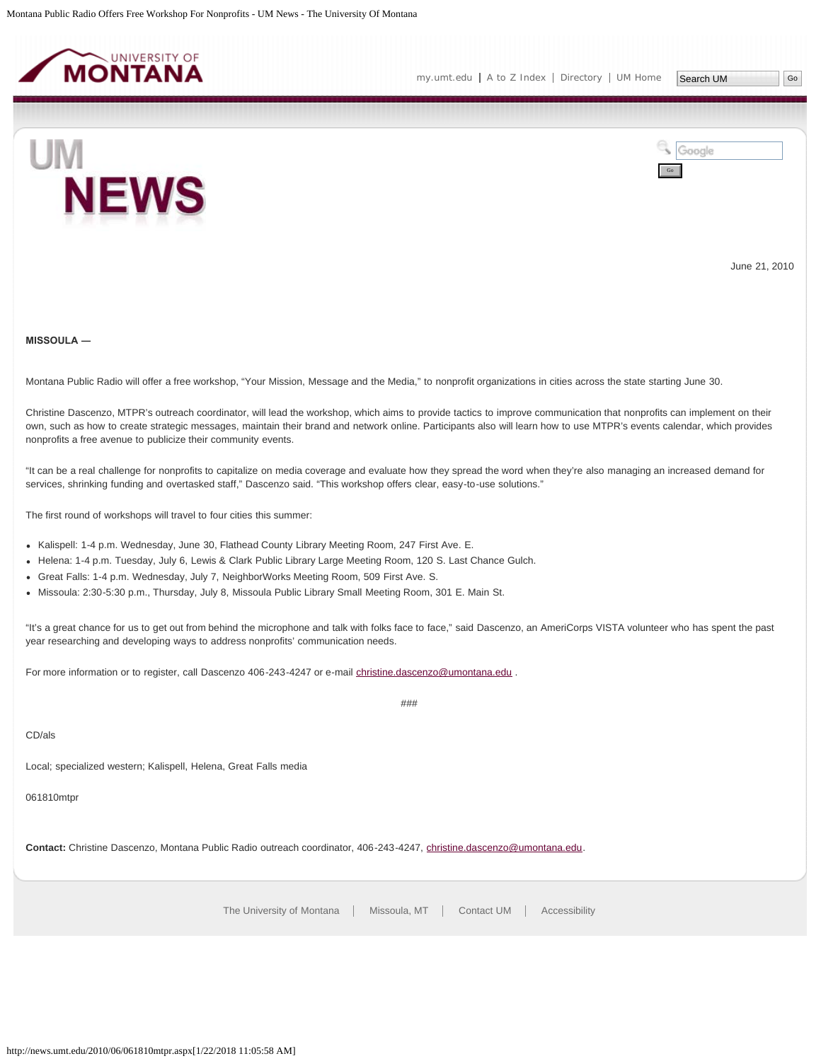June 21, 2010

**MISSOULA —**

Montana Public Radio will offer a free workshop, “Your Mission, Message and the Media,” to nonprofit organizations in cities across the state starting June 30.

Christine Dascenzo, MTPR’s outreach coordinator, will lead the workshop, which aims to provide tactics to improve communication that nonprofits can implement on their own, such as how to create strategic messages, maintain their brand and network online. Participants also will learn how to use MTPR’s events calendar, which provides nonprofits a free avenue to publicize their community events.

“It can be a real challenge for nonprofits to capitalize on media coverage and evaluate how they spread the word when they’re also managing an increased demand for services, shrinking funding and overtasked staff,” Dascenzo said. “This workshop offers clear, easy-to-use solutions.”

The first round of workshops will travel to four cities this summer:

- Kalispell: 1-4 p.m. Wednesday, June 30, Flathead County Library Meeting Room, 247 First Ave. E.
- Helena: 1-4 p.m. Tuesday, July 6, Lewis & Clark Public Library Large Meeting Room, 120 S. Last Chance Gulch.
- Great Falls: 1-4 p.m. Wednesday, July 7, NeighborWorks Meeting Room, 509 First Ave. S.
- Missoula: 2:30-5:30 p.m., Thursday, July 8, Missoula Public Library Small Meeting Room, 301 E. Main St.

“It’s a great chance for us to get out from behind the microphone and talk with folks face to face,” said Dascenzo, an AmeriCorps VISTA volunteer who has spent the past year researching and developing ways to address nonprofits’ communication needs.

For more information or to register, call Dascenzo 406-243-4247 or e-mail christine.dascenzo@umontana.edu .

###

CD/als

Local; specialized western; Kalispell, Helena, Great Falls media

061810mtpr

**Contact:** Christine Dascenzo, Montana Public Radio outreach coordinator, 406-243-4247, christine.dascenzo@umontana.edu.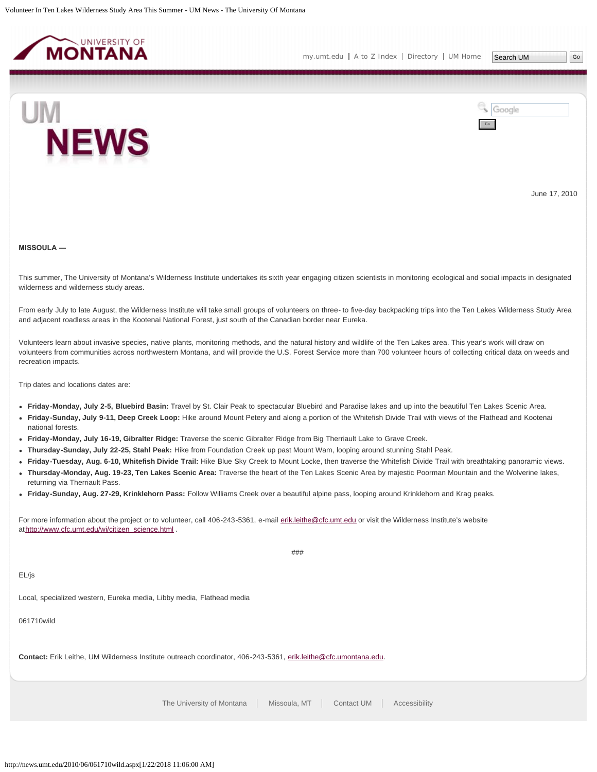June 17, 2010

**MISSOULA —**

This summer, The University of Montana's Wilderness Institute undertakes its sixth year engaging citizen scientists in monitoring ecological and social impacts in designated wilderness and wilderness study areas.

From early July to late August, the Wilderness Institute will take small groups of volunteers on three- to five-day backpacking trips into the Ten Lakes Wilderness Study Area and adjacent roadless areas in the Kootenai National Forest, just south of the Canadian border near Eureka.

Volunteers learn about invasive species, native plants, monitoring methods, and the natural history and wildlife of the Ten Lakes area. This year's work will draw on volunteers from communities across northwestern Montana, and will provide the U.S. Forest Service more than 700 volunteer hours of collecting critical data on weeds and recreation impacts.

Trip dates and locations dates are:

- **Friday-Monday, July 2-5, Bluebird Basin:** Travel by St. Clair Peak to spectacular Bluebird and Paradise lakes and up into the beautiful Ten Lakes Scenic Area.
- **Friday-Sunday, July 9-11, Deep Creek Loop:** Hike around Mount Petery and along a portion of the Whitefish Divide Trail with views of the Flathead and Kootenai national forests.
- **Friday-Monday, July 16-19, Gibralter Ridge:** Traverse the scenic Gibralter Ridge from Big Therriault Lake to Grave Creek.
- **Thursday-Sunday, July 22-25, Stahl Peak:** Hike from Foundation Creek up past Mount Wam, looping around stunning Stahl Peak.
- **Friday-Tuesday, Aug. 6-10, Whitefish Divide Trail:** Hike Blue Sky Creek to Mount Locke, then traverse the Whitefish Divide Trail with breathtaking panoramic views.
- **Thursday-Monday, Aug. 19-23, Ten Lakes Scenic Area:** Traverse the heart of the Ten Lakes Scenic Area by majestic Poorman Mountain and the Wolverine lakes, returning via Therriault Pass.
- **Friday-Sunday, Aug. 27-29, Krinklehorn Pass:** Follow Williams Creek over a beautiful alpine pass, looping around Krinklehorn and Krag peaks.

For more information about the project or to volunteer, call 406-243-5361, e-mail erik.leithe@cfc.umt.edu or visit the Wilderness Institute's website at http://www.cfc.umt.edu/wi/citizen_science.html .

###

EL/js

Local, specialized western, Eureka media, Libby media, Flathead media

061710wild

**Contact:** Erik Leithe, UM Wilderness Institute outreach coordinator, 406-243-5361, erik.leithe@cfc.umontana.edu.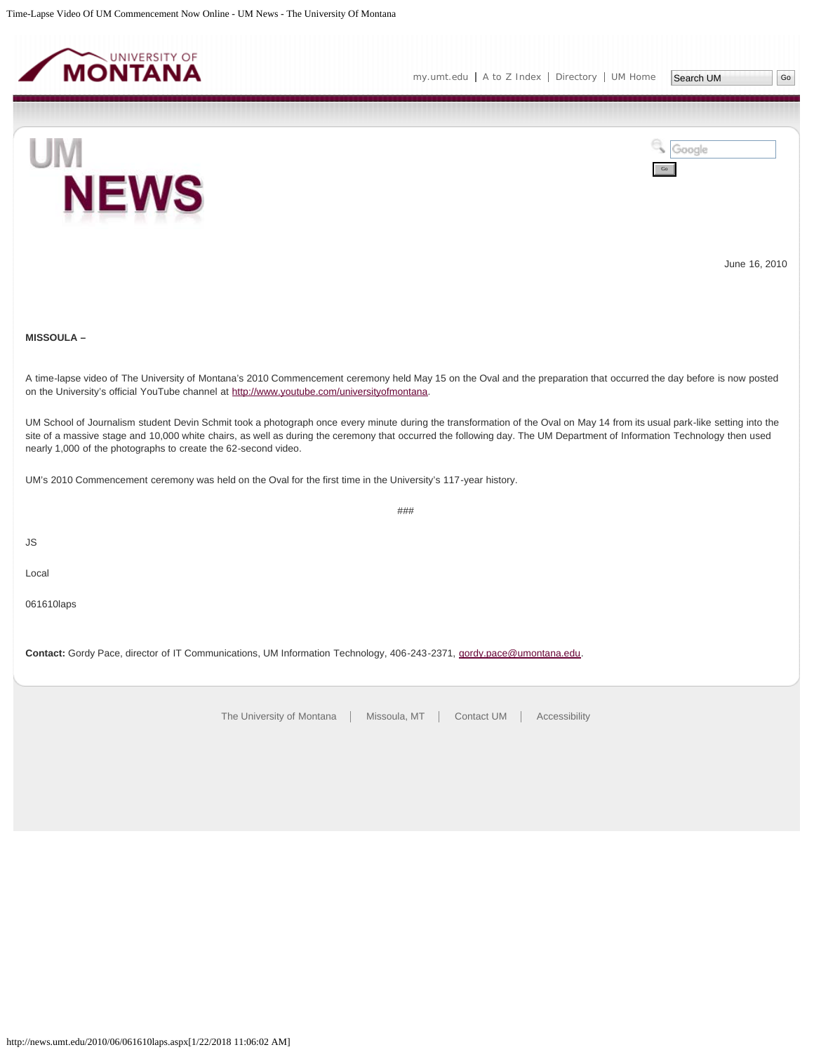June 16, 2010

**MISSOULA –**

A time-lapse video of The University of Montana's 2010 Commencement ceremony held May 15 on the Oval and the preparation that occurred the day before is now posted on the University's official YouTube channel at http://www.youtube.com/universityofmontana.

UM School of Journalism student Devin Schmit took a photograph once every minute during the transformation of the Oval on May 14 from its usual park-like setting into the site of a massive stage and 10,000 white chairs, as well as during the ceremony that occurred the following day. The UM Department of Information Technology then used nearly 1,000 of the photographs to create the 62-second video.

UM's 2010 Commencement ceremony was held on the Oval for the first time in the University's 117-year history.

###

JS

Local

061610laps

**Contact:** Gordy Pace, director of IT Communications, UM Information Technology, 406-243-2371, gordy.pace@umontana.edu.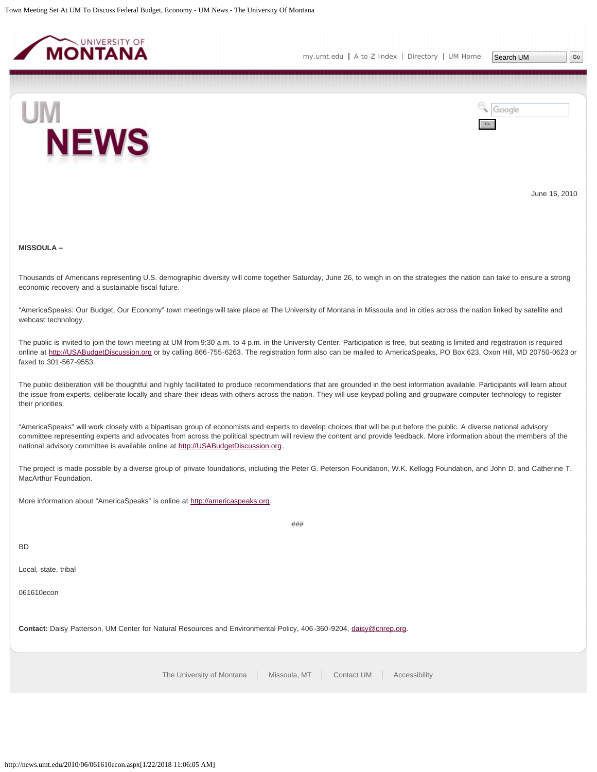June 16, 2010

**MISSOULA –**

Thousands of Americans representing U.S. demographic diversity will come together Saturday, June 26, to weigh in on the strategies the nation can take to ensure a strong economic recovery and a sustainable fiscal future.

"AmericaSpeaks: Our Budget, Our Economy" town meetings will take place at The University of Montana in Missoula and in cities across the nation linked by satellite and webcast technology.

The public is invited to join the town meeting at UM from 9:30 a.m. to 4 p.m. in the University Center. Participation is free, but seating is limited and registration is required online at http://USABudgetDiscussion.org or by calling 866-755-6263. The registration form also can be mailed to AmericaSpeaks, PO Box 623, Oxon Hill, MD 20750-0623 or faxed to 301-567-9553.

The public deliberation will be thoughtful and highly facilitated to produce recommendations that are grounded in the best information available. Participants will learn about the issue from experts, deliberate locally and share their ideas with others across the nation. They will use keypad polling and groupware computer technology to register their priorities.

"AmericaSpeaks" will work closely with a bipartisan group of economists and experts to develop choices that will be put before the public. A diverse national advisory committee representing experts and advocates from across the political spectrum will review the content and provide feedback. More information about the members of the national advisory committee is available online at http://USABudgetDiscussion.org.

The project is made possible by a diverse group of private foundations, including the Peter G. Peterson Foundation, W.K. Kellogg Foundation, and John D. and Catherine T. MacArthur Foundation.

More information about "AmericaSpeaks" is online at http://americaspeaks.org.

###

BD

Local, state, tribal

061610econ

**Contact:** Daisy Patterson, UM Center for Natural Resources and Environmental Policy, 406-360-9204, daisy@cnrep.org.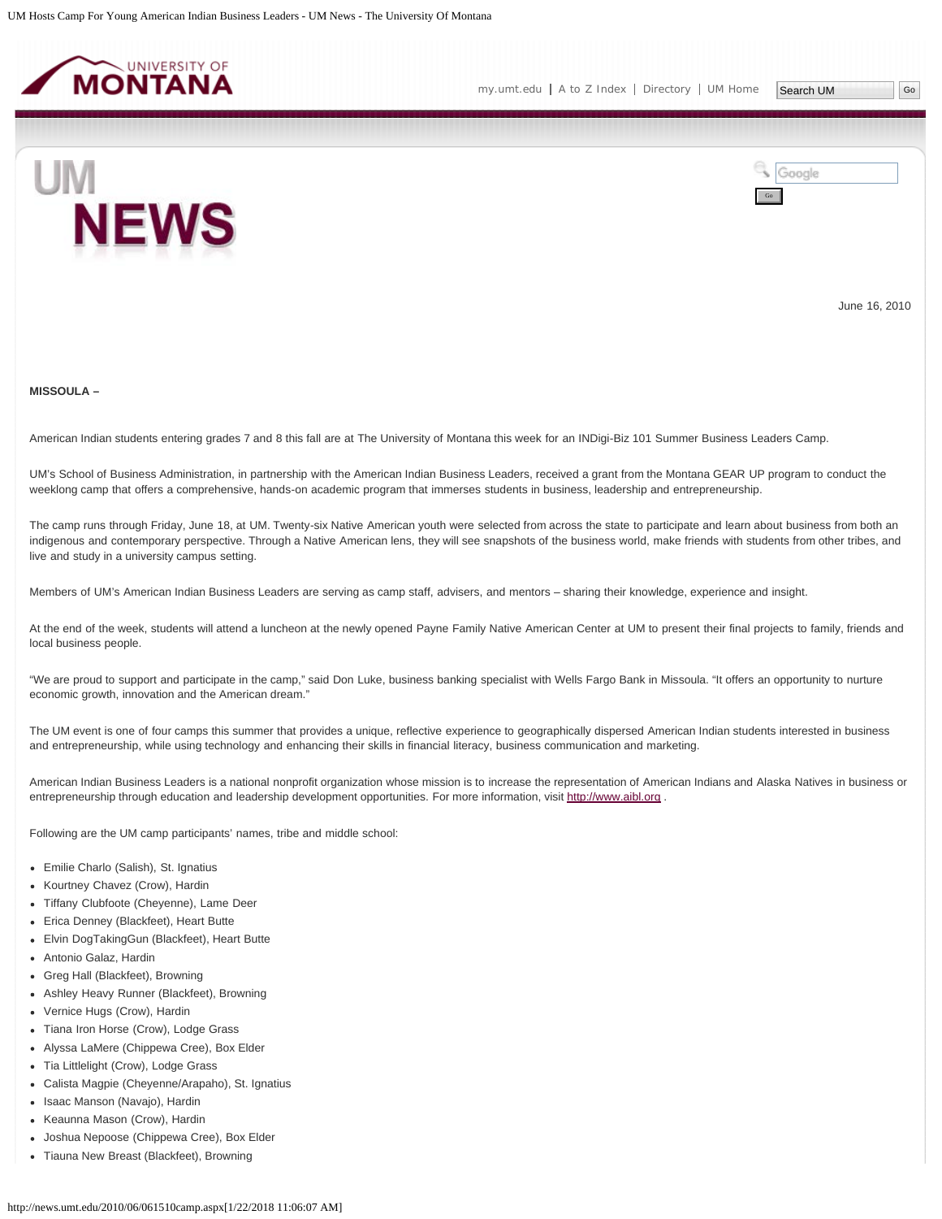June 16, 2010

**MISSOULA –**

American Indian students entering grades 7 and 8 this fall are at The University of Montana this week for an INDigi-Biz 101 Summer Business Leaders Camp.

UM's School of Business Administration, in partnership with the American Indian Business Leaders, received a grant from the Montana GEAR UP program to conduct the weeklong camp that offers a comprehensive, hands-on academic program that immerses students in business, leadership and entrepreneurship.

The camp runs through Friday, June 18, at UM. Twenty-six Native American youth were selected from across the state to participate and learn about business from both an indigenous and contemporary perspective. Through a Native American lens, they will see snapshots of the business world, make friends with students from other tribes, and live and study in a university campus setting.

Members of UM's American Indian Business Leaders are serving as camp staff, advisers, and mentors – sharing their knowledge, experience and insight.

At the end of the week, students will attend a luncheon at the newly opened Payne Family Native American Center at UM to present their final projects to family, friends and local business people.

"We are proud to support and participate in the camp," said Don Luke, business banking specialist with Wells Fargo Bank in Missoula. "It offers an opportunity to nurture economic growth, innovation and the American dream."

The UM event is one of four camps this summer that provides a unique, reflective experience to geographically dispersed American Indian students interested in business and entrepreneurship, while using technology and enhancing their skills in financial literacy, business communication and marketing.

American Indian Business Leaders is a national nonprofit organization whose mission is to increase the representation of American Indians and Alaska Natives in business or entrepreneurship through education and leadership development opportunities. For more information, visit http://www.aibl.org .

Following are the UM camp participants' names, tribe and middle school:

- Emilie Charlo (Salish), St. Ignatius
- Kourtney Chavez (Crow), Hardin
- Tiffany Clubfoote (Cheyenne), Lame Deer
- Erica Denney (Blackfeet), Heart Butte
- Elvin DogTakingGun (Blackfeet), Heart Butte
- Antonio Galaz, Hardin
- Greg Hall (Blackfeet), Browning
- Ashley Heavy Runner (Blackfeet), Browning
- Vernice Hugs (Crow), Hardin
- Tiana Iron Horse (Crow), Lodge Grass
- Alyssa LaMere (Chippewa Cree), Box Elder
- Tia Littlelight (Crow), Lodge Grass
- Calista Magpie (Cheyenne/Arapaho), St. Ignatius
- Isaac Manson (Navajo), Hardin
- Keaunna Mason (Crow), Hardin
- Joshua Nepoose (Chippewa Cree), Box Elder
- Tiauna New Breast (Blackfeet), Browning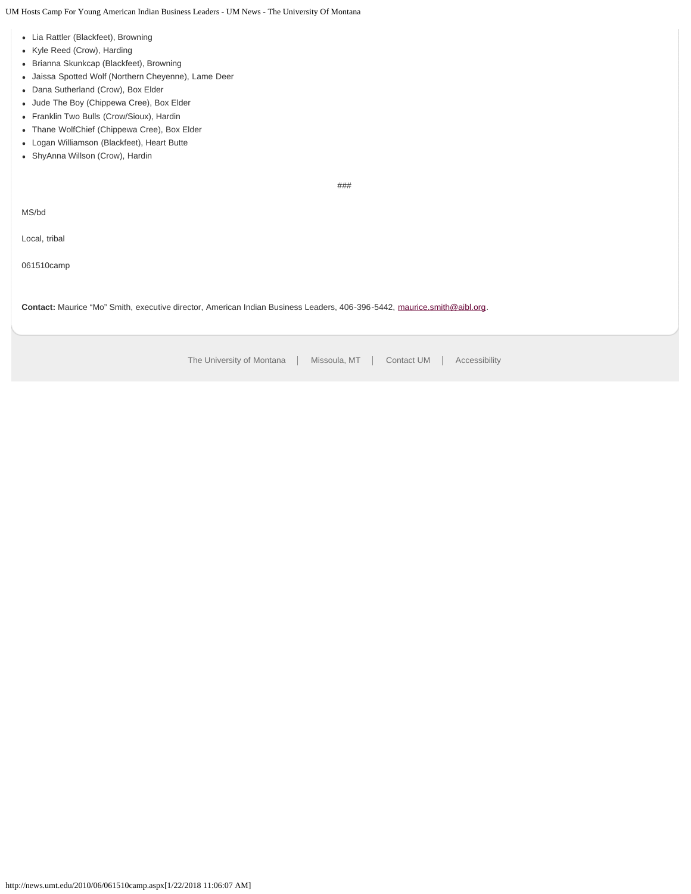- Lia Rattler (Blackfeet), Browning
- Kyle Reed (Crow), Harding
- Brianna Skunkcap (Blackfeet), Browning
- Jaissa Spotted Wolf (Northern Cheyenne), Lame Deer
- Dana Sutherland (Crow), Box Elder
- Jude The Boy (Chippewa Cree), Box Elder
- Franklin Two Bulls (Crow/Sioux), Hardin
- Thane WolfChief (Chippewa Cree), Box Elder
- Logan Williamson (Blackfeet), Heart Butte
- ShyAnna Willson (Crow), Hardin

###

MS/bd

Local, tribal

061510camp

**Contact:** Maurice “Mo” Smith, executive director, American Indian Business Leaders, 406-396-5442, maurice.smith@aibl.org.

The University of Montana | Missoula, MT | Contact UM | Accessibility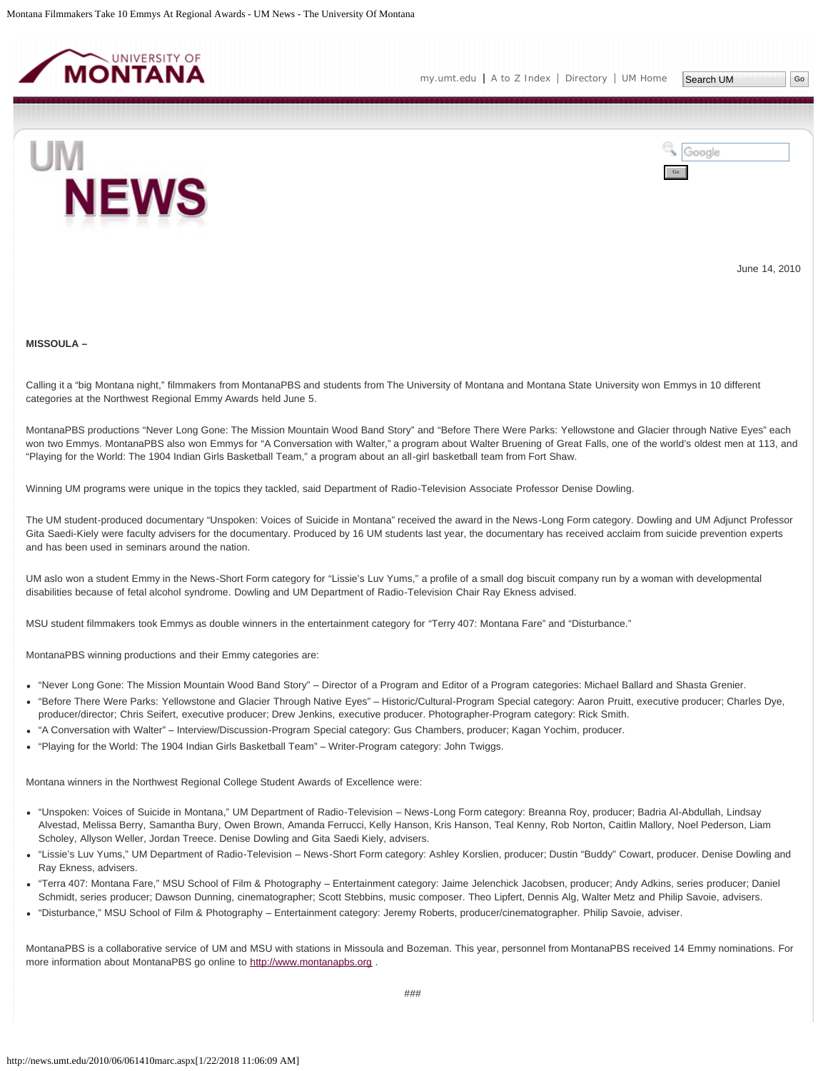June 14, 2010

**MISSOULA –**

Calling it a "big Montana night," filmmakers from MontanaPBS and students from The University of Montana and Montana State University won Emmys in 10 different categories at the Northwest Regional Emmy Awards held June 5.

MontanaPBS productions "Never Long Gone: The Mission Mountain Wood Band Story" and "Before There Were Parks: Yellowstone and Glacier through Native Eyes" each won two Emmys. MontanaPBS also won Emmys for "A Conversation with Walter," a program about Walter Bruening of Great Falls, one of the world's oldest men at 113, and "Playing for the World: The 1904 Indian Girls Basketball Team," a program about an all-girl basketball team from Fort Shaw.

Winning UM programs were unique in the topics they tackled, said Department of Radio-Television Associate Professor Denise Dowling.

The UM student-produced documentary "Unspoken: Voices of Suicide in Montana" received the award in the News-Long Form category. Dowling and UM Adjunct Professor Gita Saedi-Kiely were faculty advisers for the documentary. Produced by 16 UM students last year, the documentary has received acclaim from suicide prevention experts and has been used in seminars around the nation.

UM aslo won a student Emmy in the News-Short Form category for "Lissie's Luv Yums," a profile of a small dog biscuit company run by a woman with developmental disabilities because of fetal alcohol syndrome. Dowling and UM Department of Radio-Television Chair Ray Ekness advised.

MSU student filmmakers took Emmys as double winners in the entertainment category for "Terry 407: Montana Fare" and "Disturbance."

MontanaPBS winning productions and their Emmy categories are:

- "Never Long Gone: The Mission Mountain Wood Band Story" – Director of a Program and Editor of a Program categories: Michael Ballard and Shasta Grenier.
- "Before There Were Parks: Yellowstone and Glacier Through Native Eyes" – Historic/Cultural-Program Special category: Aaron Pruitt, executive producer; Charles Dye, producer/director; Chris Seifert, executive producer; Drew Jenkins, executive producer. Photographer-Program category: Rick Smith.
- "A Conversation with Walter" – Interview/Discussion-Program Special category: Gus Chambers, producer; Kagan Yochim, producer.
- "Playing for the World: The 1904 Indian Girls Basketball Team" – Writer-Program category: John Twiggs.

Montana winners in the Northwest Regional College Student Awards of Excellence were:

- "Unspoken: Voices of Suicide in Montana," UM Department of Radio-Television – News-Long Form category: Breanna Roy, producer; Badria Al-Abdullah, Lindsay Alvestad, Melissa Berry, Samantha Bury, Owen Brown, Amanda Ferrucci, Kelly Hanson, Kris Hanson, Teal Kenny, Rob Norton, Caitlin Mallory, Noel Pederson, Liam Scholey, Allyson Weller, Jordan Treece. Denise Dowling and Gita Saedi Kiely, advisers.
- "Lissie's Luv Yums," UM Department of Radio-Television – News-Short Form category: Ashley Korslien, producer; Dustin "Buddy" Cowart, producer. Denise Dowling and Ray Ekness, advisers.
- "Terra 407: Montana Fare," MSU School of Film & Photography – Entertainment category: Jaime Jelenchick Jacobsen, producer; Andy Adkins, series producer; Daniel Schmidt, series producer; Dawson Dunning, cinematographer; Scott Stebbins, music composer. Theo Lipfert, Dennis Alg, Walter Metz and Philip Savoie, advisers.
- "Disturbance," MSU School of Film & Photography – Entertainment category: Jeremy Roberts, producer/cinematographer. Philip Savoie, adviser.

MontanaPBS is a collaborative service of UM and MSU with stations in Missoula and Bozeman. This year, personnel from MontanaPBS received 14 Emmy nominations. For more information about MontanaPBS go online to http://www.montanapbs.org .

###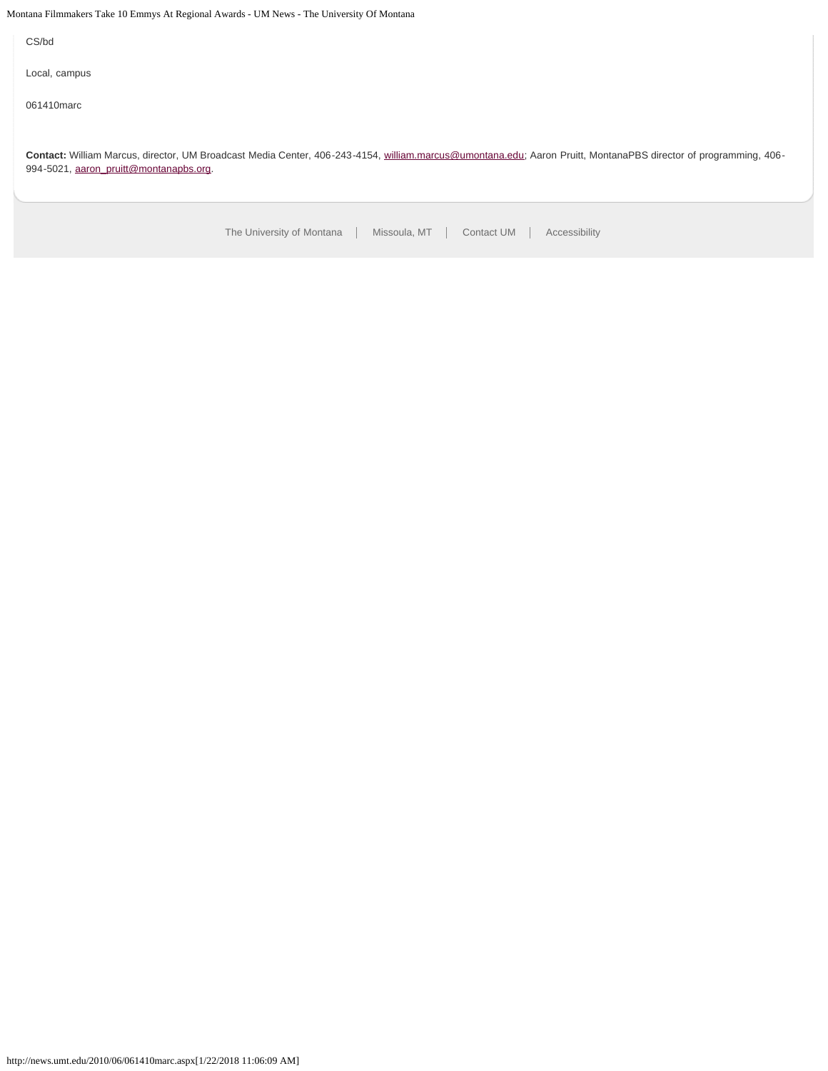CS/bd

Local, campus

061410marc

**Contact:** William Marcus, director, UM Broadcast Media Center, 406-243-4154, william.marcus@umontana.edu; Aaron Pruitt, MontanaPBS director of programming, 406-994-5021, aaron_pruitt@montanapbs.org.

The University of Montana | Missoula, MT | Contact UM | Accessibility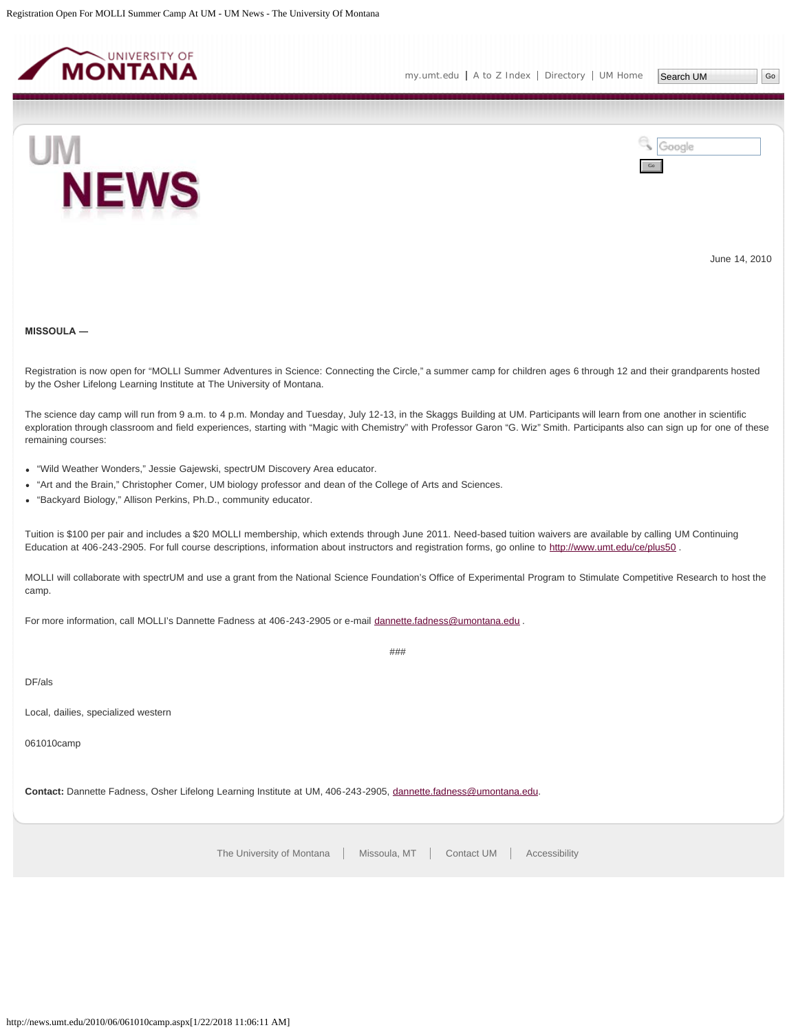June 14, 2010

**MISSOULA —**

Registration is now open for “MOLLI Summer Adventures in Science: Connecting the Circle,” a summer camp for children ages 6 through 12 and their grandparents hosted by the Osher Lifelong Learning Institute at The University of Montana.

The science day camp will run from 9 a.m. to 4 p.m. Monday and Tuesday, July 12-13, in the Skaggs Building at UM. Participants will learn from one another in scientific exploration through classroom and field experiences, starting with “Magic with Chemistry” with Professor Garon “G. Wiz” Smith. Participants also can sign up for one of these remaining courses:

- “Wild Weather Wonders,” Jessie Gajewski, spectrUM Discovery Area educator.
- “Art and the Brain,” Christopher Comer, UM biology professor and dean of the College of Arts and Sciences.
- “Backyard Biology,” Allison Perkins, Ph.D., community educator.

Tuition is $100 per pair and includes a $20 MOLLI membership, which extends through June 2011. Need-based tuition waivers are available by calling UM Continuing Education at 406-243-2905. For full course descriptions, information about instructors and registration forms, go online to http://www.umt.edu/ce/plus50 .

MOLLI will collaborate with spectrUM and use a grant from the National Science Foundation’s Office of Experimental Program to Stimulate Competitive Research to host the camp.

For more information, call MOLLI’s Dannette Fadness at 406-243-2905 or e-mail dannette.fadness@umontana.edu .

###

DF/als

Local, dailies, specialized western

061010camp

**Contact:** Dannette Fadness, Osher Lifelong Learning Institute at UM, 406-243-2905, dannette.fadness@umontana.edu.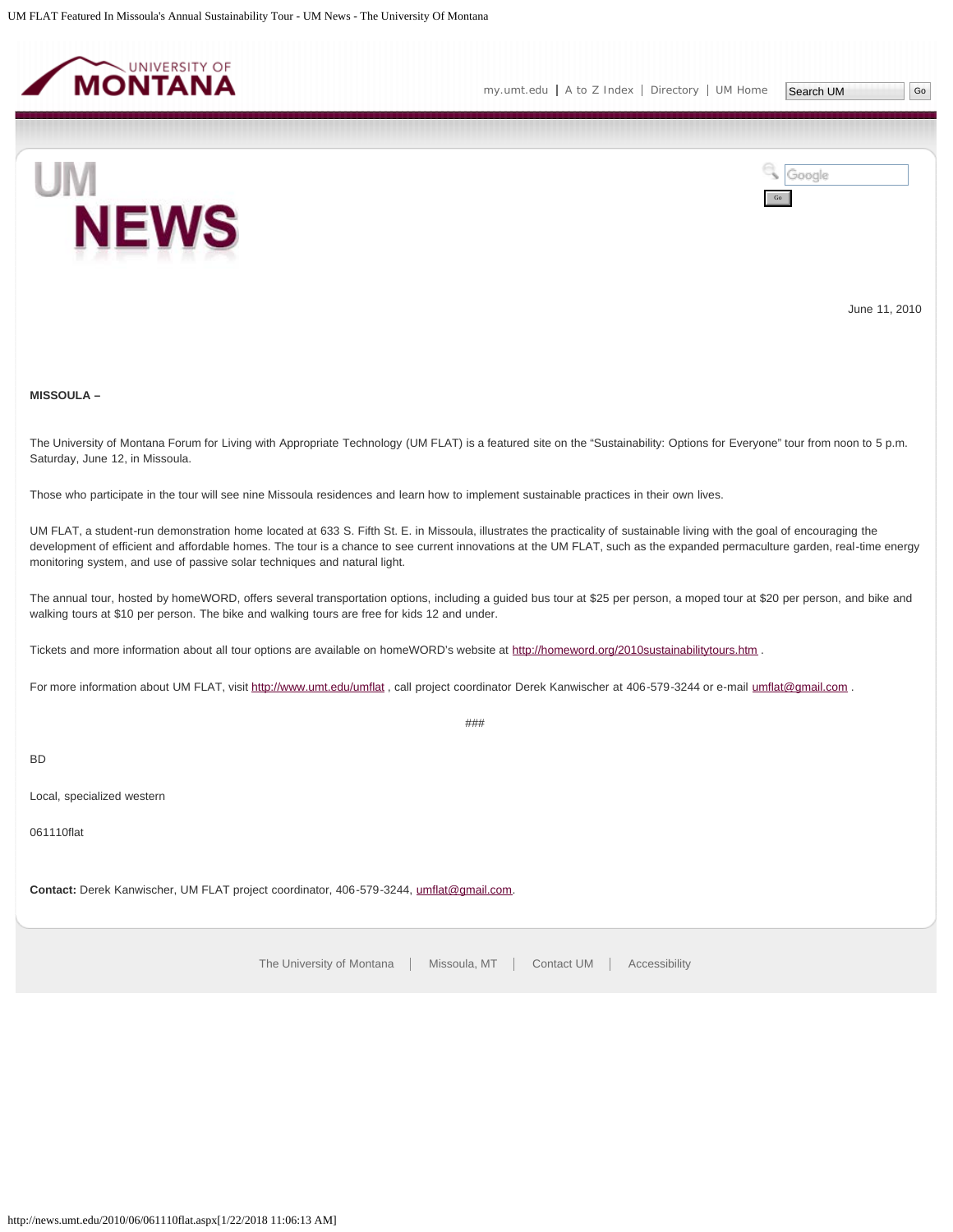June 11, 2010

**MISSOULA –**

The University of Montana Forum for Living with Appropriate Technology (UM FLAT) is a featured site on the “Sustainability: Options for Everyone” tour from noon to 5 p.m. Saturday, June 12, in Missoula.

Those who participate in the tour will see nine Missoula residences and learn how to implement sustainable practices in their own lives.

UM FLAT, a student-run demonstration home located at 633 S. Fifth St. E. in Missoula, illustrates the practicality of sustainable living with the goal of encouraging the development of efficient and affordable homes. The tour is a chance to see current innovations at the UM FLAT, such as the expanded permaculture garden, real-time energy monitoring system, and use of passive solar techniques and natural light.

The annual tour, hosted by homeWORD, offers several transportation options, including a guided bus tour at $25 per person, a moped tour at $20 per person, and bike and walking tours at $10 per person. The bike and walking tours are free for kids 12 and under.

Tickets and more information about all tour options are available on homeWORD’s website at http://homeword.org/2010sustainabilitytours.htm .

For more information about UM FLAT, visit http://www.umt.edu/umflat , call project coordinator Derek Kanwischer at 406-579-3244 or e-mail umflat@gmail.com .

###

BD

Local, specialized western

061110flat

**Contact:** Derek Kanwischer, UM FLAT project coordinator, 406-579-3244, umflat@gmail.com.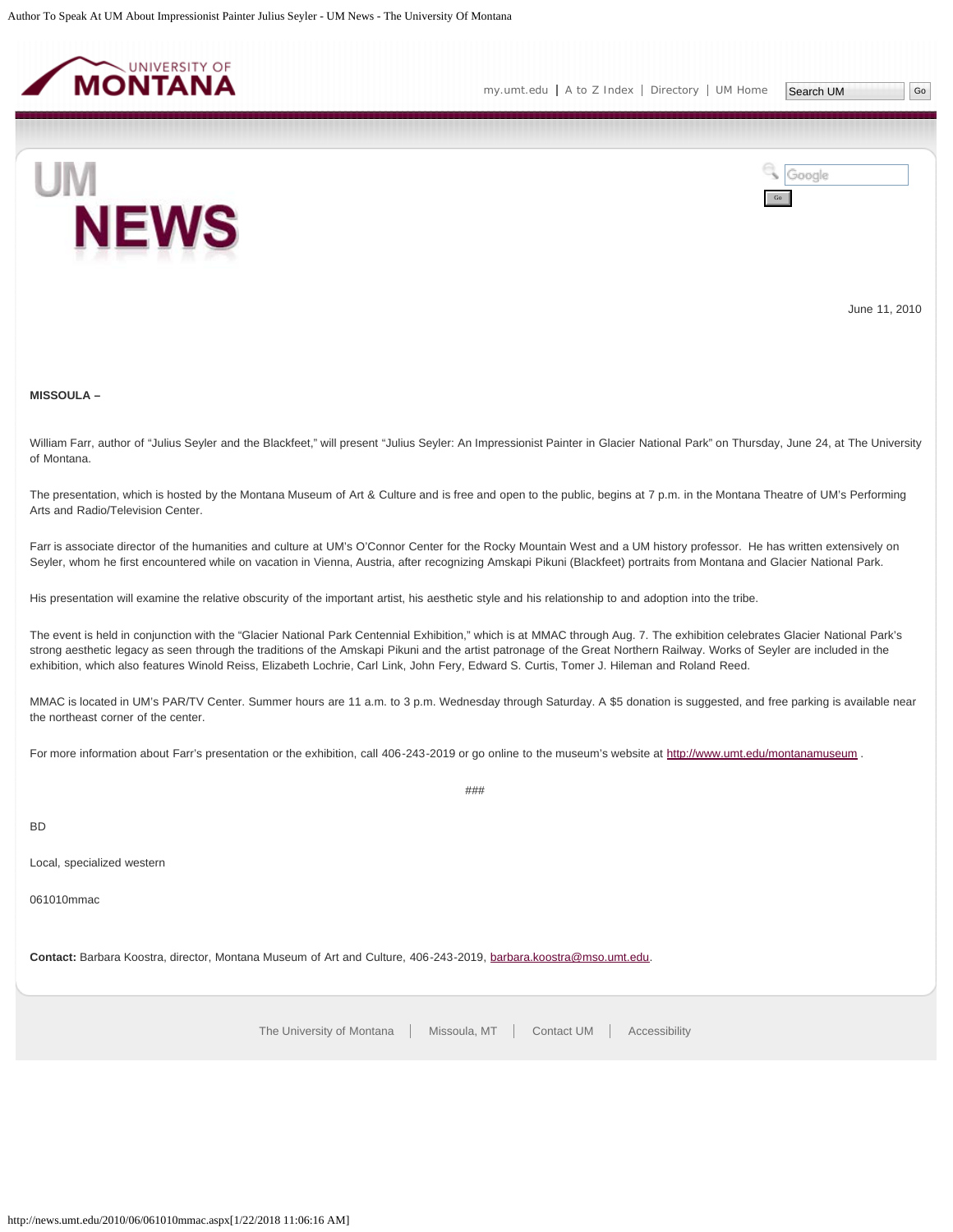June 11, 2010

**MISSOULA –**

William Farr, author of “Julius Seyler and the Blackfeet,” will present “Julius Seyler: An Impressionist Painter in Glacier National Park” on Thursday, June 24, at The University of Montana.

The presentation, which is hosted by the Montana Museum of Art & Culture and is free and open to the public, begins at 7 p.m. in the Montana Theatre of UM’s Performing Arts and Radio/Television Center.

Farr is associate director of the humanities and culture at UM’s O’Connor Center for the Rocky Mountain West and a UM history professor. He has written extensively on Seyler, whom he first encountered while on vacation in Vienna, Austria, after recognizing Amskapi Pikuni (Blackfeet) portraits from Montana and Glacier National Park.

His presentation will examine the relative obscurity of the important artist, his aesthetic style and his relationship to and adoption into the tribe.

The event is held in conjunction with the “Glacier National Park Centennial Exhibition,” which is at MMAC through Aug. 7. The exhibition celebrates Glacier National Park’s strong aesthetic legacy as seen through the traditions of the Amskapi Pikuni and the artist patronage of the Great Northern Railway. Works of Seyler are included in the exhibition, which also features Winold Reiss, Elizabeth Lochrie, Carl Link, John Fery, Edward S. Curtis, Tomer J. Hileman and Roland Reed.

MMAC is located in UM’s PAR/TV Center. Summer hours are 11 a.m. to 3 p.m. Wednesday through Saturday. A $5 donation is suggested, and free parking is available near the northeast corner of the center.

For more information about Farr’s presentation or the exhibition, call 406-243-2019 or go online to the museum’s website at http://www.umt.edu/montanamuseum .

###

BD

Local, specialized western

061010mmac

**Contact:** Barbara Koostra, director, Montana Museum of Art and Culture, 406-243-2019, barbara.koostra@mso.umt.edu.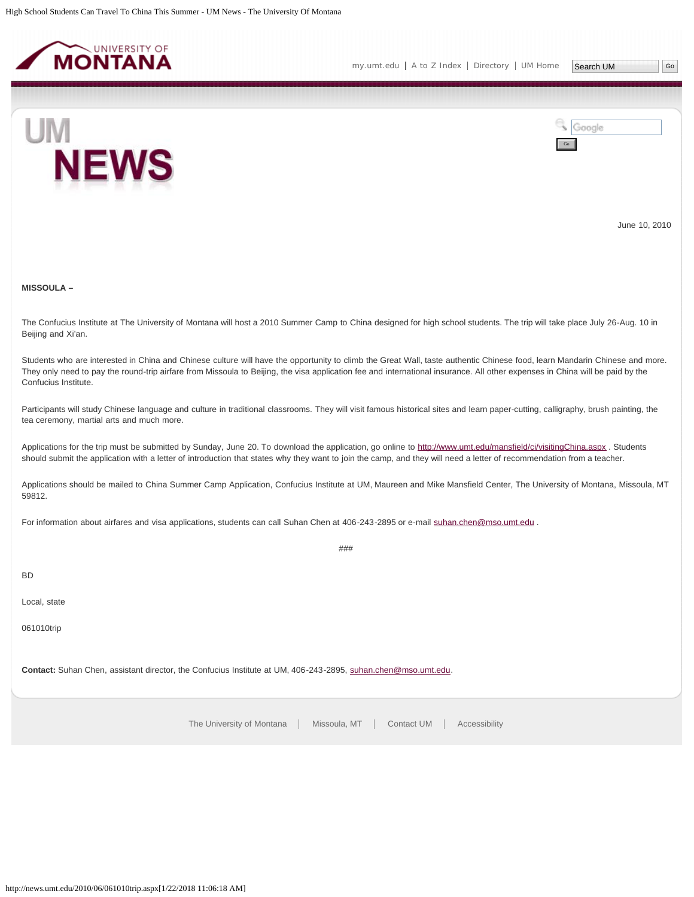June 10, 2010

**MISSOULA –**

The Confucius Institute at The University of Montana will host a 2010 Summer Camp to China designed for high school students. The trip will take place July 26-Aug. 10 in Beijing and Xi'an.

Students who are interested in China and Chinese culture will have the opportunity to climb the Great Wall, taste authentic Chinese food, learn Mandarin Chinese and more. They only need to pay the round-trip airfare from Missoula to Beijing, the visa application fee and international insurance. All other expenses in China will be paid by the Confucius Institute.

Participants will study Chinese language and culture in traditional classrooms. They will visit famous historical sites and learn paper-cutting, calligraphy, brush painting, the tea ceremony, martial arts and much more.

Applications for the trip must be submitted by Sunday, June 20. To download the application, go online to http://www.umt.edu/mansfield/ci/visitingChina.aspx . Students should submit the application with a letter of introduction that states why they want to join the camp, and they will need a letter of recommendation from a teacher.

Applications should be mailed to China Summer Camp Application, Confucius Institute at UM, Maureen and Mike Mansfield Center, The University of Montana, Missoula, MT 59812.

For information about airfares and visa applications, students can call Suhan Chen at 406-243-2895 or e-mail suhan.chen@mso.umt.edu .

###

BD

Local, state

061010trip

**Contact:** Suhan Chen, assistant director, the Confucius Institute at UM, 406-243-2895, suhan.chen@mso.umt.edu.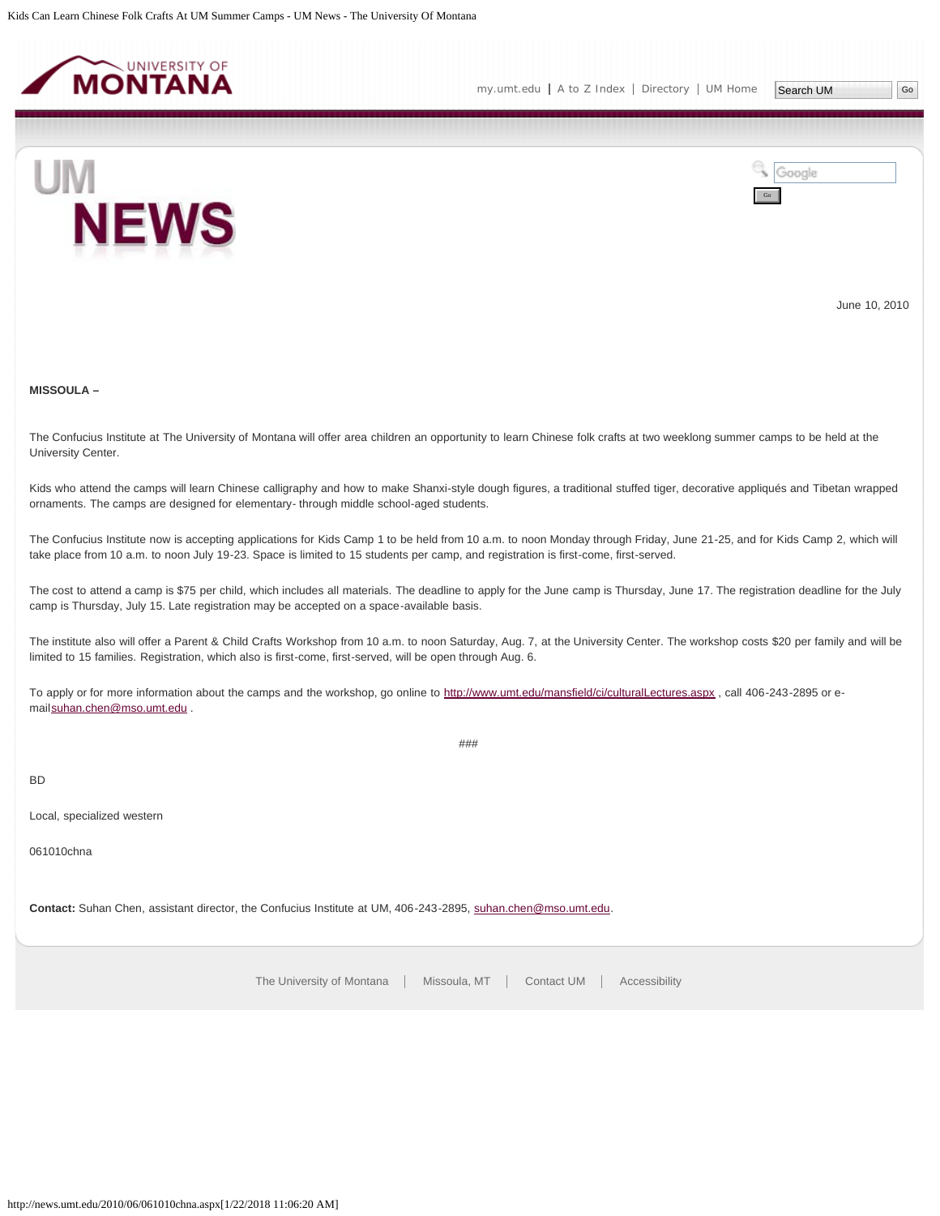June 10, 2010

**MISSOULA –**

The Confucius Institute at The University of Montana will offer area children an opportunity to learn Chinese folk crafts at two weeklong summer camps to be held at the University Center.

Kids who attend the camps will learn Chinese calligraphy and how to make Shanxi-style dough figures, a traditional stuffed tiger, decorative appliqués and Tibetan wrapped ornaments. The camps are designed for elementary- through middle school-aged students.

The Confucius Institute now is accepting applications for Kids Camp 1 to be held from 10 a.m. to noon Monday through Friday, June 21-25, and for Kids Camp 2, which will take place from 10 a.m. to noon July 19-23. Space is limited to 15 students per camp, and registration is first-come, first-served.

The cost to attend a camp is $75 per child, which includes all materials. The deadline to apply for the June camp is Thursday, June 17. The registration deadline for the July camp is Thursday, July 15. Late registration may be accepted on a space-available basis.

The institute also will offer a Parent & Child Crafts Workshop from 10 a.m. to noon Saturday, Aug. 7, at the University Center. The workshop costs $20 per family and will be limited to 15 families. Registration, which also is first-come, first-served, will be open through Aug. 6.

To apply or for more information about the camps and the workshop, go online to http://www.umt.edu/mansfield/ci/culturalLectures.aspx , call 406-243-2895 or e-mailsuhan.chen@mso.umt.edu .

###

BD

Local, specialized western

061010chna

**Contact:** Suhan Chen, assistant director, the Confucius Institute at UM, 406-243-2895, suhan.chen@mso.umt.edu.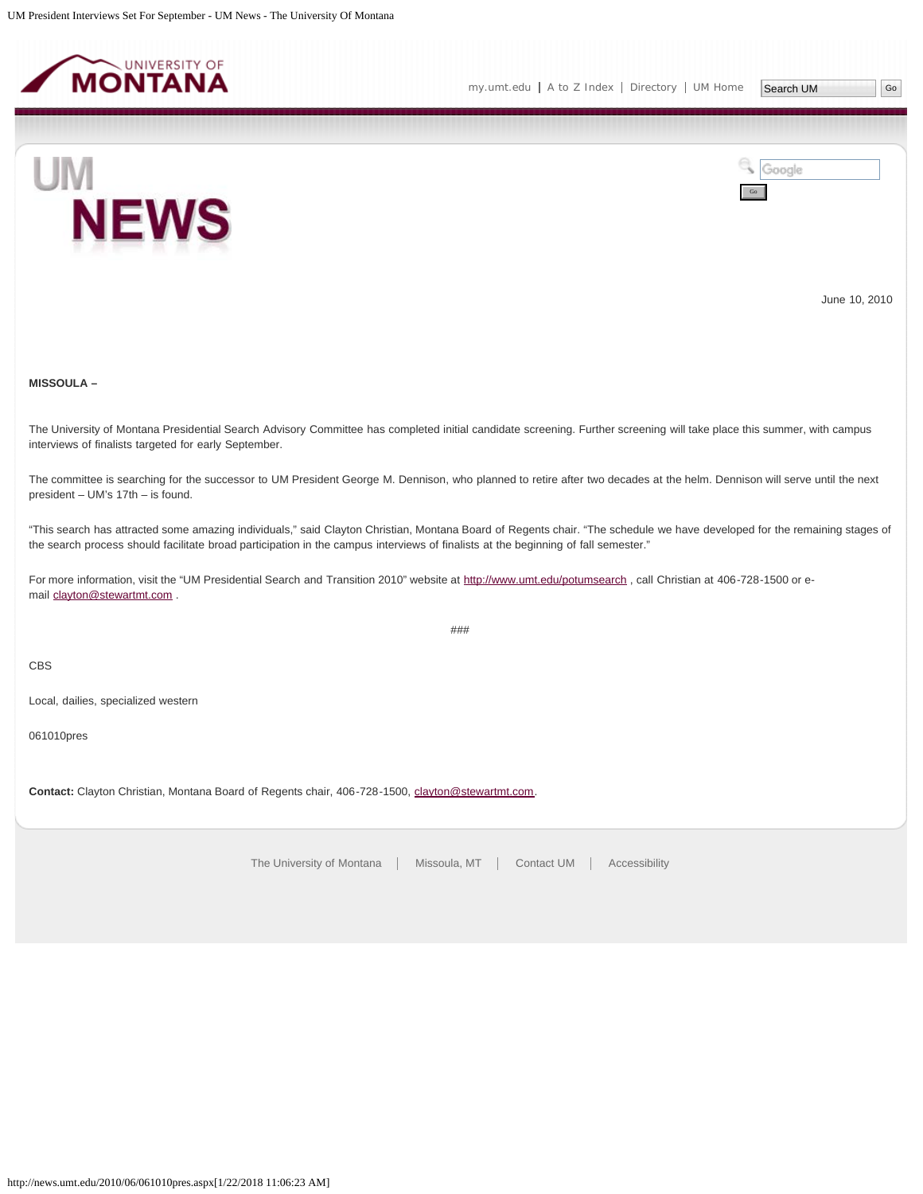June 10, 2010

**MISSOULA –**

The University of Montana Presidential Search Advisory Committee has completed initial candidate screening. Further screening will take place this summer, with campus interviews of finalists targeted for early September.

The committee is searching for the successor to UM President George M. Dennison, who planned to retire after two decades at the helm. Dennison will serve until the next president – UM's 17th – is found.

"This search has attracted some amazing individuals," said Clayton Christian, Montana Board of Regents chair. "The schedule we have developed for the remaining stages of the search process should facilitate broad participation in the campus interviews of finalists at the beginning of fall semester."

For more information, visit the "UM Presidential Search and Transition 2010" website at http://www.umt.edu/potumsearch , call Christian at 406-728-1500 or e-mail clayton@stewartmt.com .

###

CBS

Local, dailies, specialized western

061010pres

**Contact:** Clayton Christian, Montana Board of Regents chair, 406-728-1500, clayton@stewartmt.com.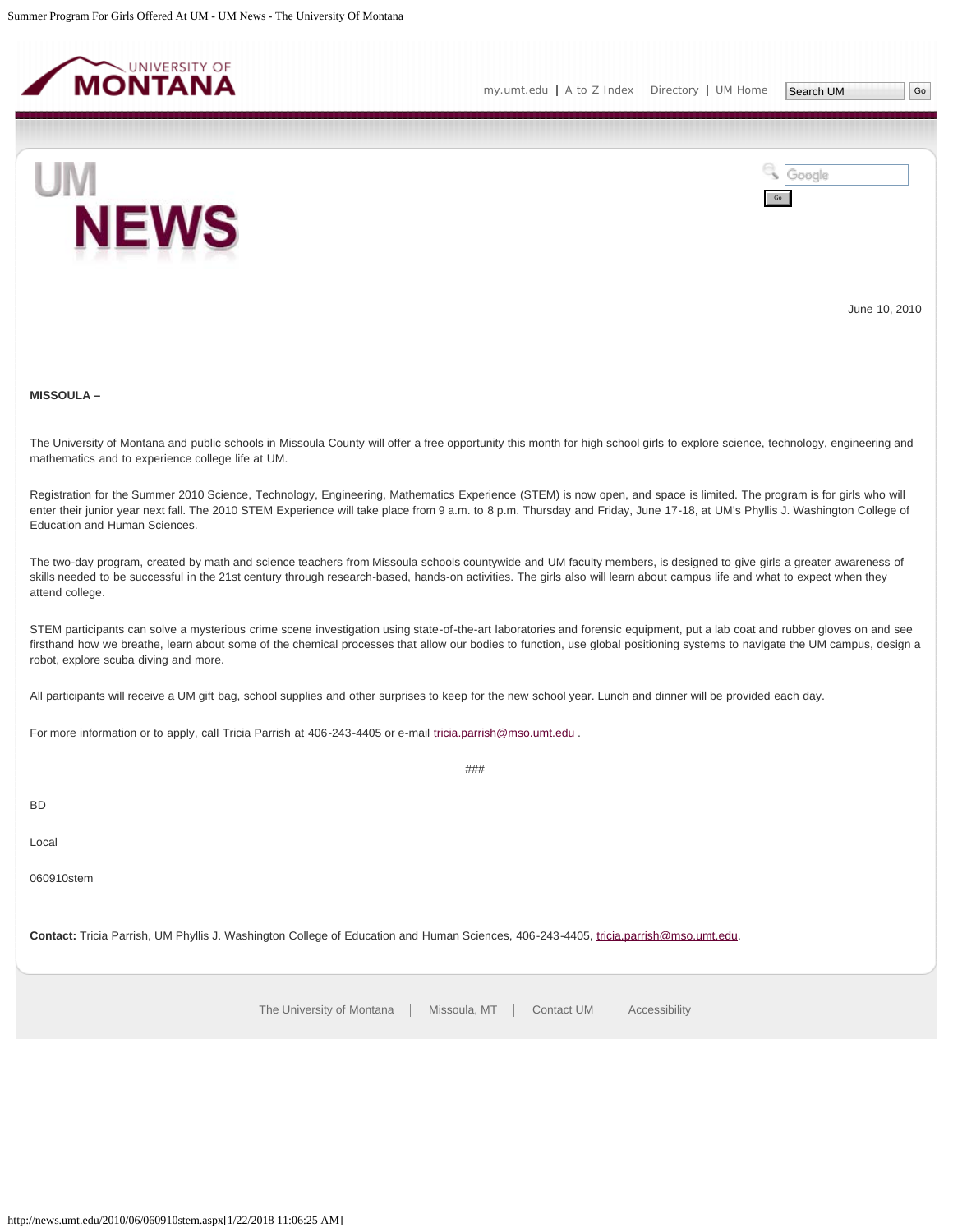June 10, 2010

**MISSOULA –**

The University of Montana and public schools in Missoula County will offer a free opportunity this month for high school girls to explore science, technology, engineering and mathematics and to experience college life at UM.

Registration for the Summer 2010 Science, Technology, Engineering, Mathematics Experience (STEM) is now open, and space is limited. The program is for girls who will enter their junior year next fall. The 2010 STEM Experience will take place from 9 a.m. to 8 p.m. Thursday and Friday, June 17-18, at UM's Phyllis J. Washington College of Education and Human Sciences.

The two-day program, created by math and science teachers from Missoula schools countywide and UM faculty members, is designed to give girls a greater awareness of skills needed to be successful in the 21st century through research-based, hands-on activities. The girls also will learn about campus life and what to expect when they attend college.

STEM participants can solve a mysterious crime scene investigation using state-of-the-art laboratories and forensic equipment, put a lab coat and rubber gloves on and see firsthand how we breathe, learn about some of the chemical processes that allow our bodies to function, use global positioning systems to navigate the UM campus, design a robot, explore scuba diving and more.

All participants will receive a UM gift bag, school supplies and other surprises to keep for the new school year. Lunch and dinner will be provided each day.

For more information or to apply, call Tricia Parrish at 406-243-4405 or e-mail tricia.parrish@mso.umt.edu .

###

BD

Local

060910stem

**Contact:** Tricia Parrish, UM Phyllis J. Washington College of Education and Human Sciences, 406-243-4405, tricia.parrish@mso.umt.edu.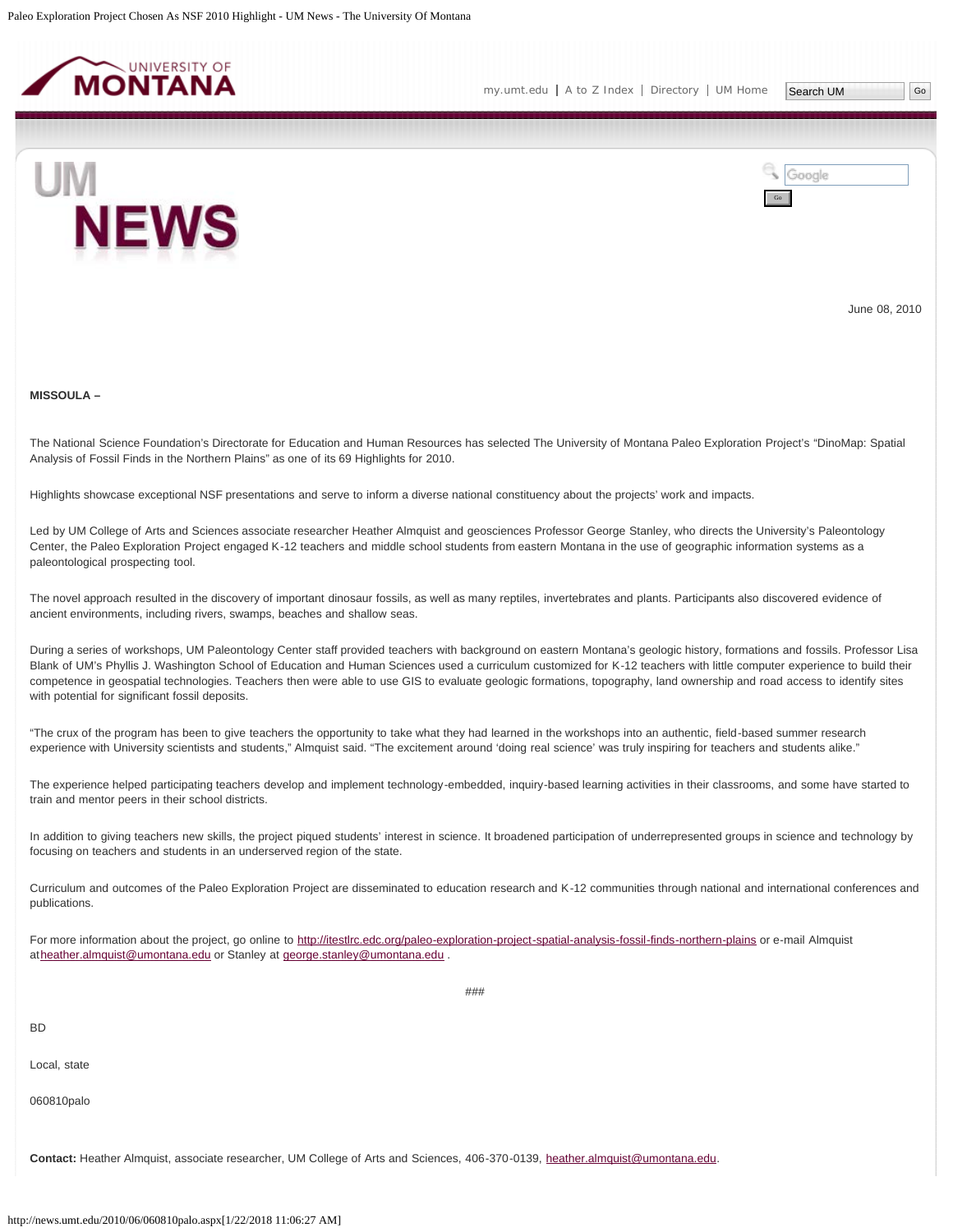June 08, 2010

**MISSOULA –**

The National Science Foundation's Directorate for Education and Human Resources has selected The University of Montana Paleo Exploration Project's "DinoMap: Spatial Analysis of Fossil Finds in the Northern Plains" as one of its 69 Highlights for 2010.

Highlights showcase exceptional NSF presentations and serve to inform a diverse national constituency about the projects' work and impacts.

Led by UM College of Arts and Sciences associate researcher Heather Almquist and geosciences Professor George Stanley, who directs the University's Paleontology Center, the Paleo Exploration Project engaged K-12 teachers and middle school students from eastern Montana in the use of geographic information systems as a paleontological prospecting tool.

The novel approach resulted in the discovery of important dinosaur fossils, as well as many reptiles, invertebrates and plants. Participants also discovered evidence of ancient environments, including rivers, swamps, beaches and shallow seas.

During a series of workshops, UM Paleontology Center staff provided teachers with background on eastern Montana's geologic history, formations and fossils. Professor Lisa Blank of UM's Phyllis J. Washington School of Education and Human Sciences used a curriculum customized for K-12 teachers with little computer experience to build their competence in geospatial technologies. Teachers then were able to use GIS to evaluate geologic formations, topography, land ownership and road access to identify sites with potential for significant fossil deposits.

"The crux of the program has been to give teachers the opportunity to take what they had learned in the workshops into an authentic, field-based summer research experience with University scientists and students," Almquist said. "The excitement around 'doing real science' was truly inspiring for teachers and students alike."

The experience helped participating teachers develop and implement technology-embedded, inquiry-based learning activities in their classrooms, and some have started to train and mentor peers in their school districts.

In addition to giving teachers new skills, the project piqued students' interest in science. It broadened participation of underrepresented groups in science and technology by focusing on teachers and students in an underserved region of the state.

Curriculum and outcomes of the Paleo Exploration Project are disseminated to education research and K-12 communities through national and international conferences and publications.

For more information about the project, go online to http://itestlrc.edc.org/paleo-exploration-project-spatial-analysis-fossil-finds-northern-plains or e-mail Almquist at heather.almquist@umontana.edu or Stanley at george.stanley@umontana.edu .

###

BD

Local, state

060810palo

**Contact:** Heather Almquist, associate researcher, UM College of Arts and Sciences, 406-370-0139, heather.almquist@umontana.edu.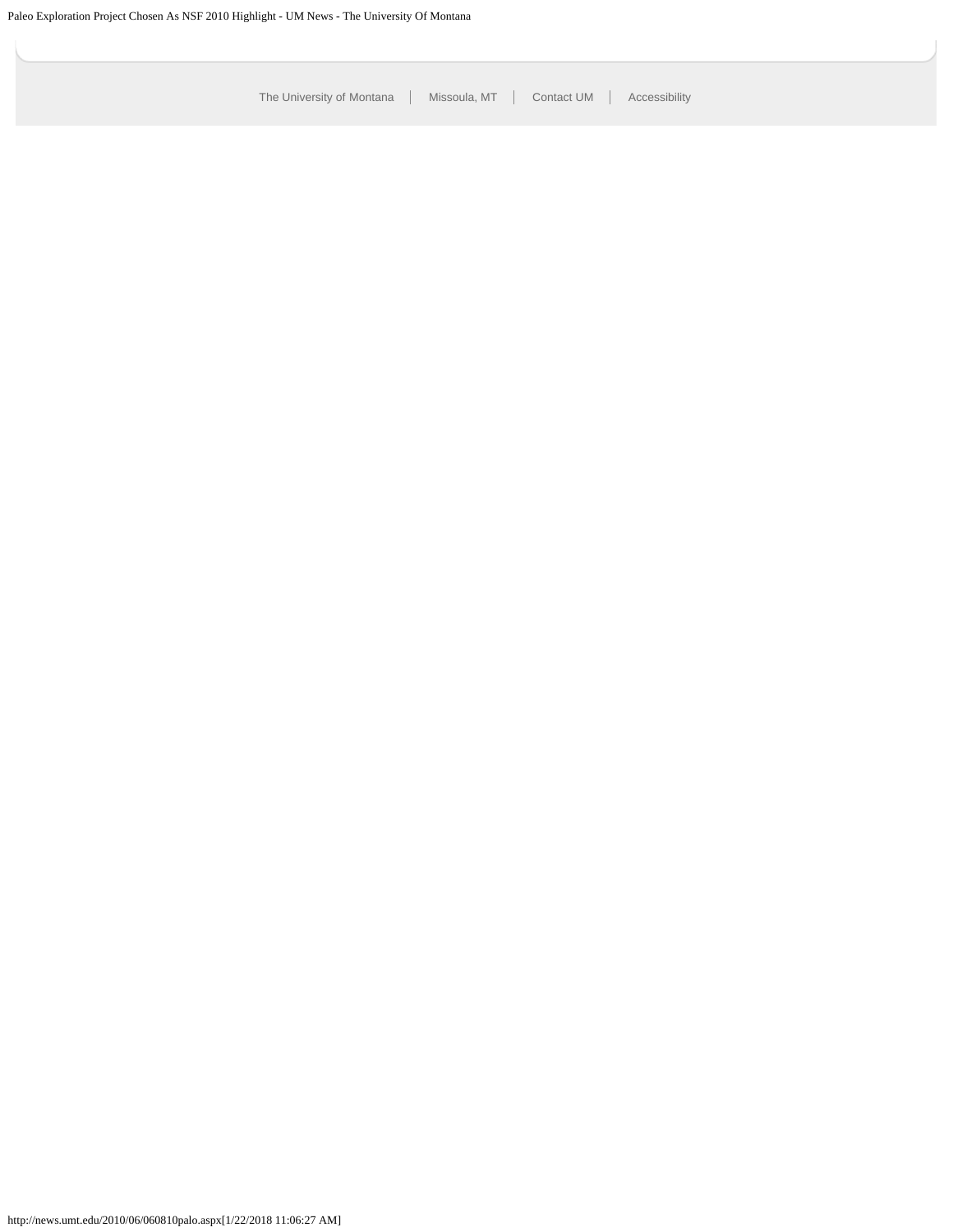The University of Montana | Missoula, MT | Contact UM | Accessibility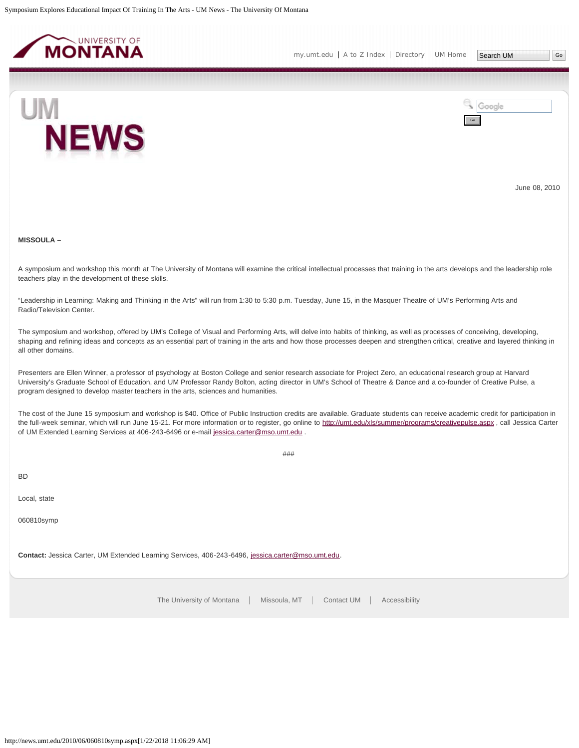June 08, 2010

**MISSOULA –**

A symposium and workshop this month at The University of Montana will examine the critical intellectual processes that training in the arts develops and the leadership role teachers play in the development of these skills.

“Leadership in Learning: Making and Thinking in the Arts” will run from 1:30 to 5:30 p.m. Tuesday, June 15, in the Masquer Theatre of UM’s Performing Arts and Radio/Television Center.

The symposium and workshop, offered by UM’s College of Visual and Performing Arts, will delve into habits of thinking, as well as processes of conceiving, developing, shaping and refining ideas and concepts as an essential part of training in the arts and how those processes deepen and strengthen critical, creative and layered thinking in all other domains.

Presenters are Ellen Winner, a professor of psychology at Boston College and senior research associate for Project Zero, an educational research group at Harvard University’s Graduate School of Education, and UM Professor Randy Bolton, acting director in UM’s School of Theatre & Dance and a co-founder of Creative Pulse, a program designed to develop master teachers in the arts, sciences and humanities.

The cost of the June 15 symposium and workshop is $40. Office of Public Instruction credits are available. Graduate students can receive academic credit for participation in the full-week seminar, which will run June 15-21. For more information or to register, go online to http://umt.edu/xls/summer/programs/creativepulse.aspx , call Jessica Carter of UM Extended Learning Services at 406-243-6496 or e-mail jessica.carter@mso.umt.edu .

###

BD

Local, state

060810symp

**Contact:** Jessica Carter, UM Extended Learning Services, 406-243-6496, jessica.carter@mso.umt.edu.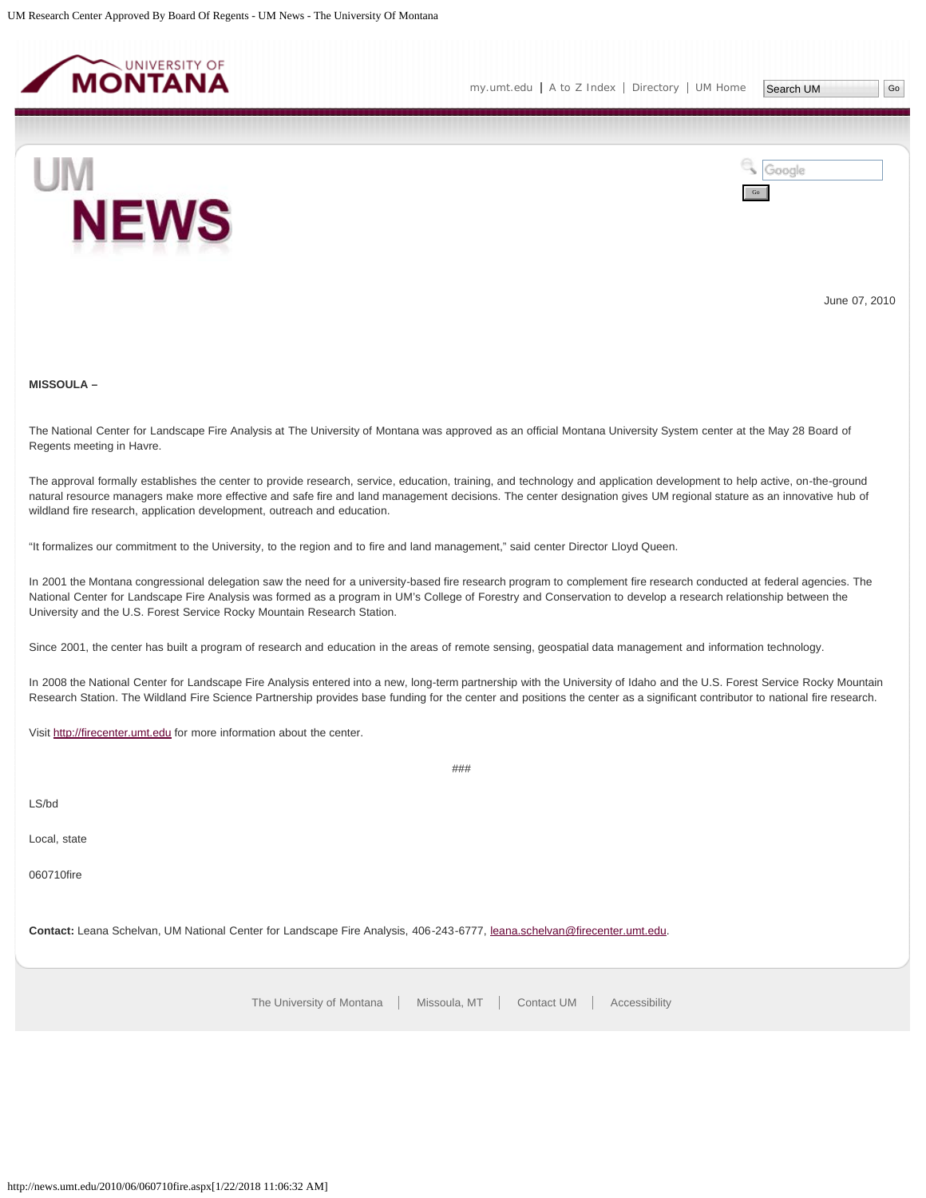June 07, 2010

**MISSOULA –**

The National Center for Landscape Fire Analysis at The University of Montana was approved as an official Montana University System center at the May 28 Board of Regents meeting in Havre.

The approval formally establishes the center to provide research, service, education, training, and technology and application development to help active, on-the-ground natural resource managers make more effective and safe fire and land management decisions. The center designation gives UM regional stature as an innovative hub of wildland fire research, application development, outreach and education.

"It formalizes our commitment to the University, to the region and to fire and land management," said center Director Lloyd Queen.

In 2001 the Montana congressional delegation saw the need for a university-based fire research program to complement fire research conducted at federal agencies. The National Center for Landscape Fire Analysis was formed as a program in UM's College of Forestry and Conservation to develop a research relationship between the University and the U.S. Forest Service Rocky Mountain Research Station.

Since 2001, the center has built a program of research and education in the areas of remote sensing, geospatial data management and information technology.

In 2008 the National Center for Landscape Fire Analysis entered into a new, long-term partnership with the University of Idaho and the U.S. Forest Service Rocky Mountain Research Station. The Wildland Fire Science Partnership provides base funding for the center and positions the center as a significant contributor to national fire research.

Visit http://firecenter.umt.edu for more information about the center.

###

LS/bd

Local, state

060710fire

**Contact:** Leana Schelvan, UM National Center for Landscape Fire Analysis, 406-243-6777, leana.schelvan@firecenter.umt.edu.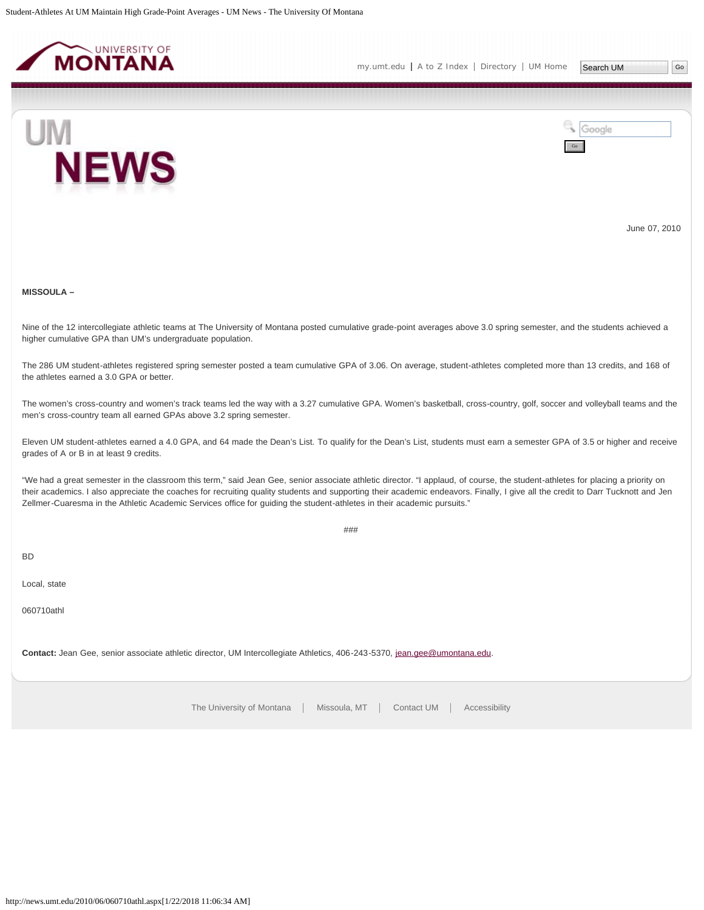June 07, 2010

**MISSOULA –**

Nine of the 12 intercollegiate athletic teams at The University of Montana posted cumulative grade-point averages above 3.0 spring semester, and the students achieved a higher cumulative GPA than UM's undergraduate population.

The 286 UM student-athletes registered spring semester posted a team cumulative GPA of 3.06. On average, student-athletes completed more than 13 credits, and 168 of the athletes earned a 3.0 GPA or better.

The women's cross-country and women's track teams led the way with a 3.27 cumulative GPA. Women's basketball, cross-country, golf, soccer and volleyball teams and the men's cross-country team all earned GPAs above 3.2 spring semester.

Eleven UM student-athletes earned a 4.0 GPA, and 64 made the Dean's List. To qualify for the Dean's List, students must earn a semester GPA of 3.5 or higher and receive grades of A or B in at least 9 credits.

"We had a great semester in the classroom this term," said Jean Gee, senior associate athletic director. "I applaud, of course, the student-athletes for placing a priority on their academics. I also appreciate the coaches for recruiting quality students and supporting their academic endeavors. Finally, I give all the credit to Darr Tucknott and Jen Zellmer-Cuaresma in the Athletic Academic Services office for guiding the student-athletes in their academic pursuits."

###

BD

Local, state

060710athl

**Contact:** Jean Gee, senior associate athletic director, UM Intercollegiate Athletics, 406-243-5370, jean.gee@umontana.edu.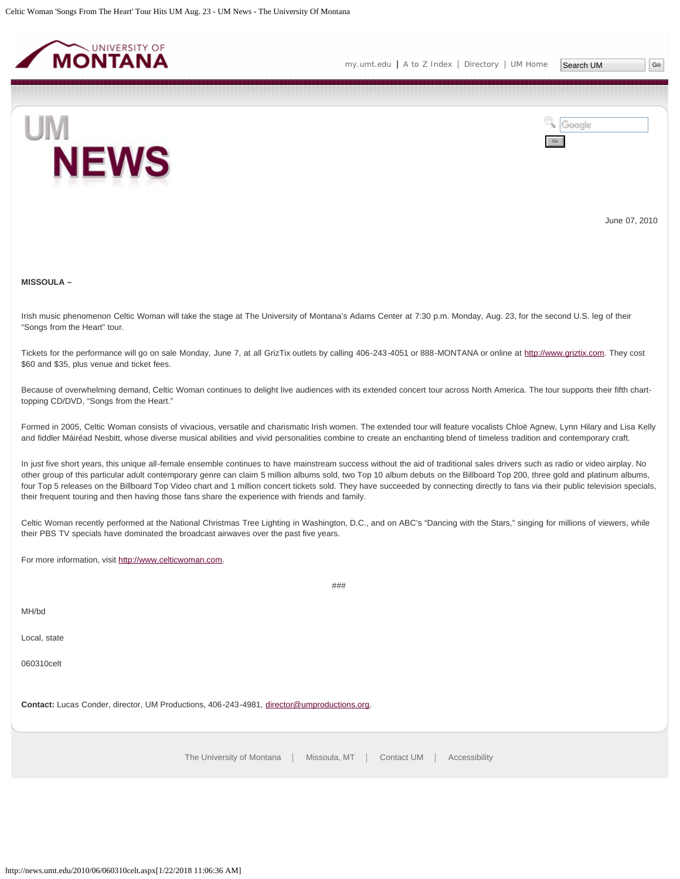June 07, 2010

**MISSOULA –**

Irish music phenomenon Celtic Woman will take the stage at The University of Montana's Adams Center at 7:30 p.m. Monday, Aug. 23, for the second U.S. leg of their "Songs from the Heart" tour.

Tickets for the performance will go on sale Monday, June 7, at all GrizTix outlets by calling 406-243-4051 or 888-MONTANA or online at http://www.griztix.com. They cost $60 and $35, plus venue and ticket fees.

Because of overwhelming demand, Celtic Woman continues to delight live audiences with its extended concert tour across North America. The tour supports their fifth chart-topping CD/DVD, "Songs from the Heart."

Formed in 2005, Celtic Woman consists of vivacious, versatile and charismatic Irish women. The extended tour will feature vocalists Chloë Agnew, Lynn Hilary and Lisa Kelly and fiddler Máiréad Nesbitt, whose diverse musical abilities and vivid personalities combine to create an enchanting blend of timeless tradition and contemporary craft.

In just five short years, this unique all-female ensemble continues to have mainstream success without the aid of traditional sales drivers such as radio or video airplay. No other group of this particular adult contemporary genre can claim 5 million albums sold, two Top 10 album debuts on the Billboard Top 200, three gold and platinum albums, four Top 5 releases on the Billboard Top Video chart and 1 million concert tickets sold. They have succeeded by connecting directly to fans via their public television specials, their frequent touring and then having those fans share the experience with friends and family.

Celtic Woman recently performed at the National Christmas Tree Lighting in Washington, D.C., and on ABC's "Dancing with the Stars," singing for millions of viewers, while their PBS TV specials have dominated the broadcast airwaves over the past five years.

For more information, visit http://www.celticwoman.com.

###

MH/bd

Local, state

060310celt

**Contact:** Lucas Conder, director, UM Productions, 406-243-4981, director@umproductions.org.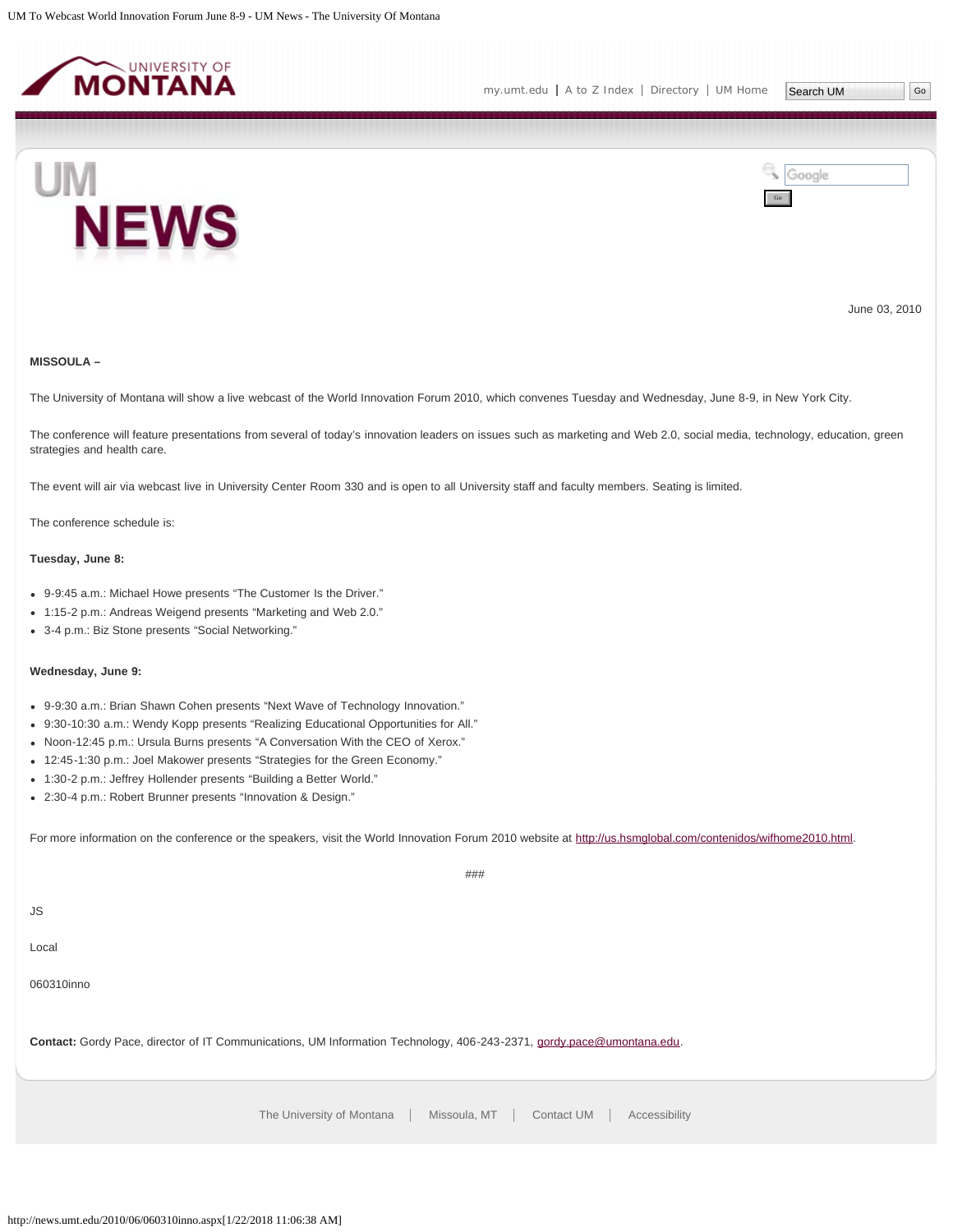June 03, 2010

**MISSOULA –**

The University of Montana will show a live webcast of the World Innovation Forum 2010, which convenes Tuesday and Wednesday, June 8-9, in New York City.

The conference will feature presentations from several of today's innovation leaders on issues such as marketing and Web 2.0, social media, technology, education, green strategies and health care.

The event will air via webcast live in University Center Room 330 and is open to all University staff and faculty members. Seating is limited.

The conference schedule is:

**Tuesday, June 8:**

- 9-9:45 a.m.: Michael Howe presents "The Customer Is the Driver."
- 1:15-2 p.m.: Andreas Weigend presents "Marketing and Web 2.0."
- 3-4 p.m.: Biz Stone presents "Social Networking."

**Wednesday, June 9:**

- 9-9:30 a.m.: Brian Shawn Cohen presents "Next Wave of Technology Innovation."
- 9:30-10:30 a.m.: Wendy Kopp presents "Realizing Educational Opportunities for All."
- Noon-12:45 p.m.: Ursula Burns presents "A Conversation With the CEO of Xerox."
- 12:45-1:30 p.m.: Joel Makower presents "Strategies for the Green Economy."
- 1:30-2 p.m.: Jeffrey Hollender presents "Building a Better World."
- 2:30-4 p.m.: Robert Brunner presents "Innovation & Design."

For more information on the conference or the speakers, visit the World Innovation Forum 2010 website at http://us.hsmglobal.com/contenidos/wifhome2010.html.

###

JS

Local

060310inno

**Contact:** Gordy Pace, director of IT Communications, UM Information Technology, 406-243-2371, gordy.pace@umontana.edu.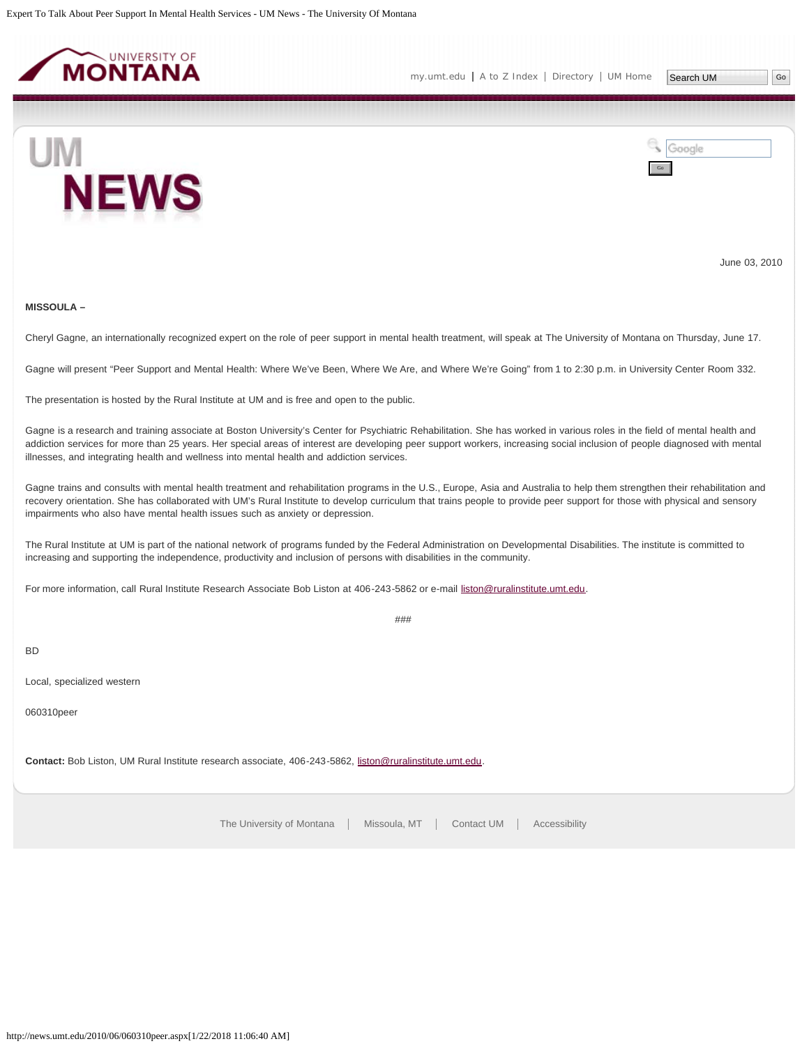June 03, 2010

**MISSOULA –**

Cheryl Gagne, an internationally recognized expert on the role of peer support in mental health treatment, will speak at The University of Montana on Thursday, June 17.

Gagne will present “Peer Support and Mental Health: Where We've Been, Where We Are, and Where We're Going” from 1 to 2:30 p.m. in University Center Room 332.

The presentation is hosted by the Rural Institute at UM and is free and open to the public.

Gagne is a research and training associate at Boston University's Center for Psychiatric Rehabilitation. She has worked in various roles in the field of mental health and addiction services for more than 25 years. Her special areas of interest are developing peer support workers, increasing social inclusion of people diagnosed with mental illnesses, and integrating health and wellness into mental health and addiction services.

Gagne trains and consults with mental health treatment and rehabilitation programs in the U.S., Europe, Asia and Australia to help them strengthen their rehabilitation and recovery orientation. She has collaborated with UM's Rural Institute to develop curriculum that trains people to provide peer support for those with physical and sensory impairments who also have mental health issues such as anxiety or depression.

The Rural Institute at UM is part of the national network of programs funded by the Federal Administration on Developmental Disabilities. The institute is committed to increasing and supporting the independence, productivity and inclusion of persons with disabilities in the community.

For more information, call Rural Institute Research Associate Bob Liston at 406-243-5862 or e-mail liston@ruralinstitute.umt.edu.

###

BD

Local, specialized western

060310peer

**Contact:** Bob Liston, UM Rural Institute research associate, 406-243-5862, liston@ruralinstitute.umt.edu.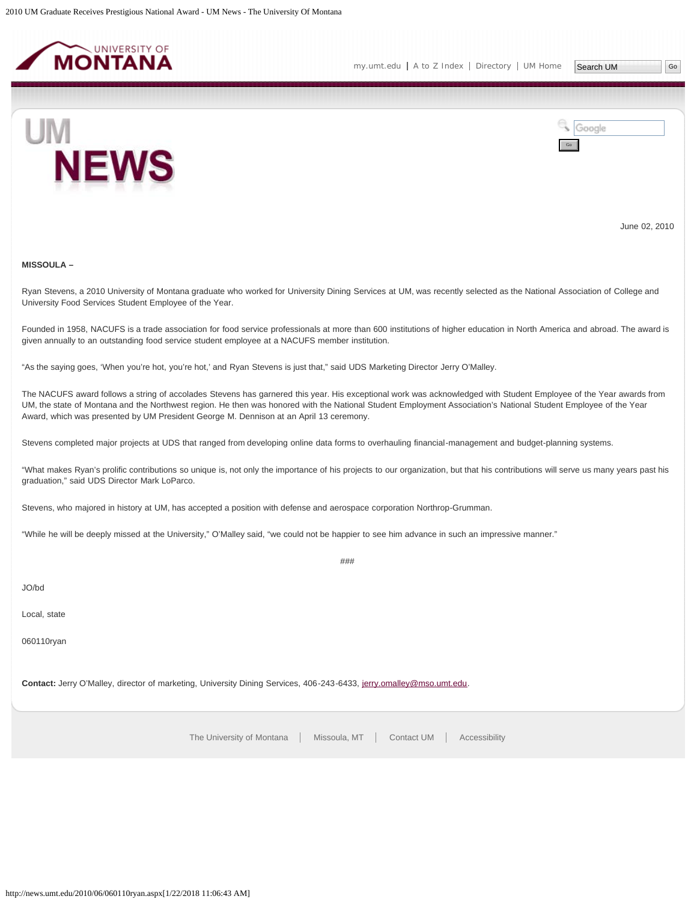June 02, 2010

**MISSOULA –**

Ryan Stevens, a 2010 University of Montana graduate who worked for University Dining Services at UM, was recently selected as the National Association of College and University Food Services Student Employee of the Year.

Founded in 1958, NACUFS is a trade association for food service professionals at more than 600 institutions of higher education in North America and abroad. The award is given annually to an outstanding food service student employee at a NACUFS member institution.

“As the saying goes, ‘When you’re hot, you’re hot,’ and Ryan Stevens is just that,” said UDS Marketing Director Jerry O’Malley.

The NACUFS award follows a string of accolades Stevens has garnered this year. His exceptional work was acknowledged with Student Employee of the Year awards from UM, the state of Montana and the Northwest region. He then was honored with the National Student Employment Association’s National Student Employee of the Year Award, which was presented by UM President George M. Dennison at an April 13 ceremony.

Stevens completed major projects at UDS that ranged from developing online data forms to overhauling financial-management and budget-planning systems.

“What makes Ryan’s prolific contributions so unique is, not only the importance of his projects to our organization, but that his contributions will serve us many years past his graduation,” said UDS Director Mark LoParco.

Stevens, who majored in history at UM, has accepted a position with defense and aerospace corporation Northrop-Grumman.

“While he will be deeply missed at the University,” O’Malley said, “we could not be happier to see him advance in such an impressive manner.”

###

JO/bd

Local, state

060110ryan

**Contact:** Jerry O’Malley, director of marketing, University Dining Services, 406-243-6433, jerry.omalley@mso.umt.edu.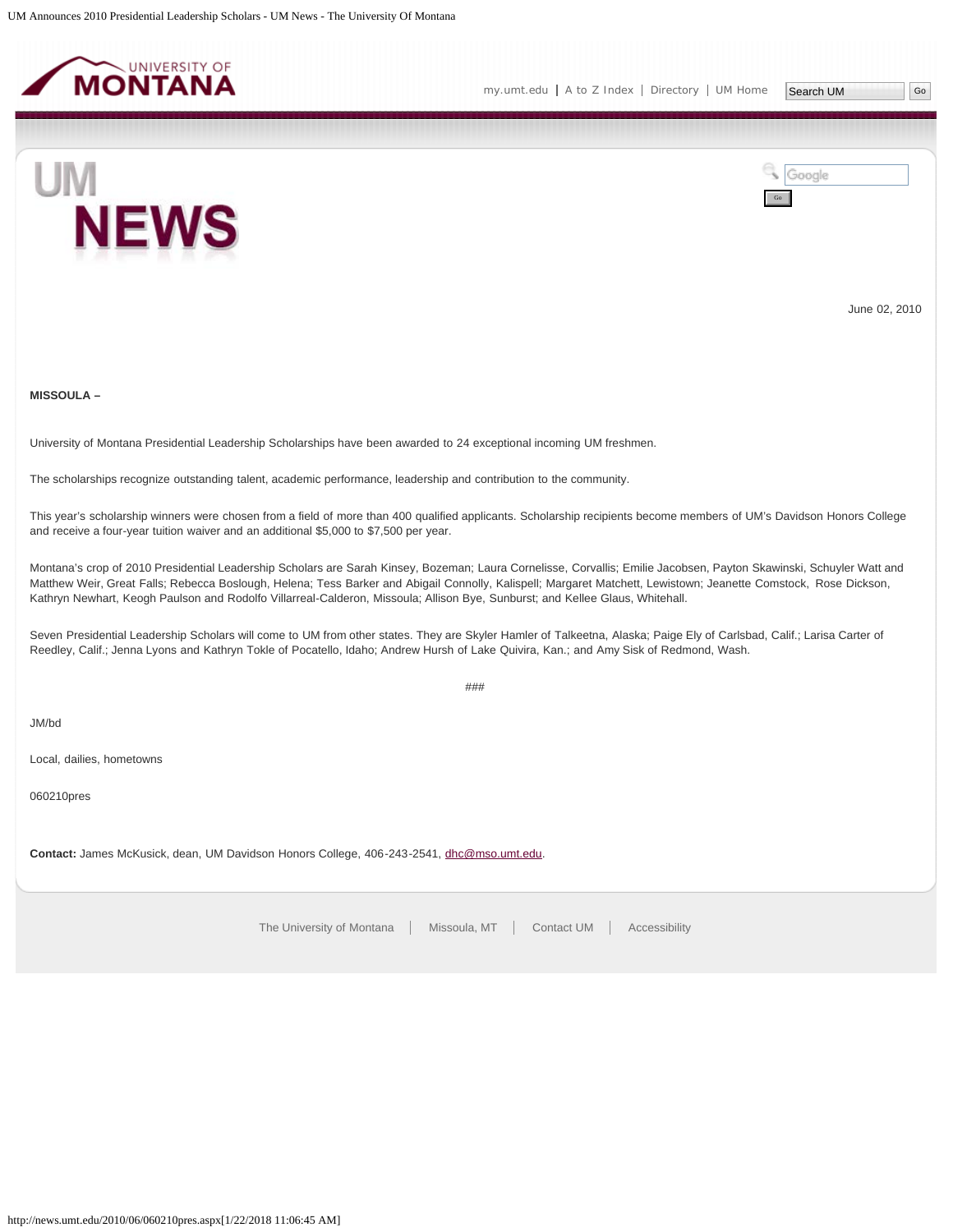June 02, 2010

**MISSOULA –**

University of Montana Presidential Leadership Scholarships have been awarded to 24 exceptional incoming UM freshmen.

The scholarships recognize outstanding talent, academic performance, leadership and contribution to the community.

This year's scholarship winners were chosen from a field of more than 400 qualified applicants. Scholarship recipients become members of UM's Davidson Honors College and receive a four-year tuition waiver and an additional $5,000 to $7,500 per year.

Montana's crop of 2010 Presidential Leadership Scholars are Sarah Kinsey, Bozeman; Laura Cornelisse, Corvallis; Emilie Jacobsen, Payton Skawinski, Schuyler Watt and Matthew Weir, Great Falls; Rebecca Boslough, Helena; Tess Barker and Abigail Connolly, Kalispell; Margaret Matchett, Lewistown; Jeanette Comstock, Rose Dickson, Kathryn Newhart, Keogh Paulson and Rodolfo Villarreal-Calderon, Missoula; Allison Bye, Sunburst; and Kellee Glaus, Whitehall.

Seven Presidential Leadership Scholars will come to UM from other states. They are Skyler Hamler of Talkeetna, Alaska; Paige Ely of Carlsbad, Calif.; Larisa Carter of Reedley, Calif.; Jenna Lyons and Kathryn Tokle of Pocatello, Idaho; Andrew Hursh of Lake Quivira, Kan.; and Amy Sisk of Redmond, Wash.

###

JM/bd

Local, dailies, hometowns

060210pres

**Contact:** James McKusick, dean, UM Davidson Honors College, 406-243-2541, dhc@mso.umt.edu.